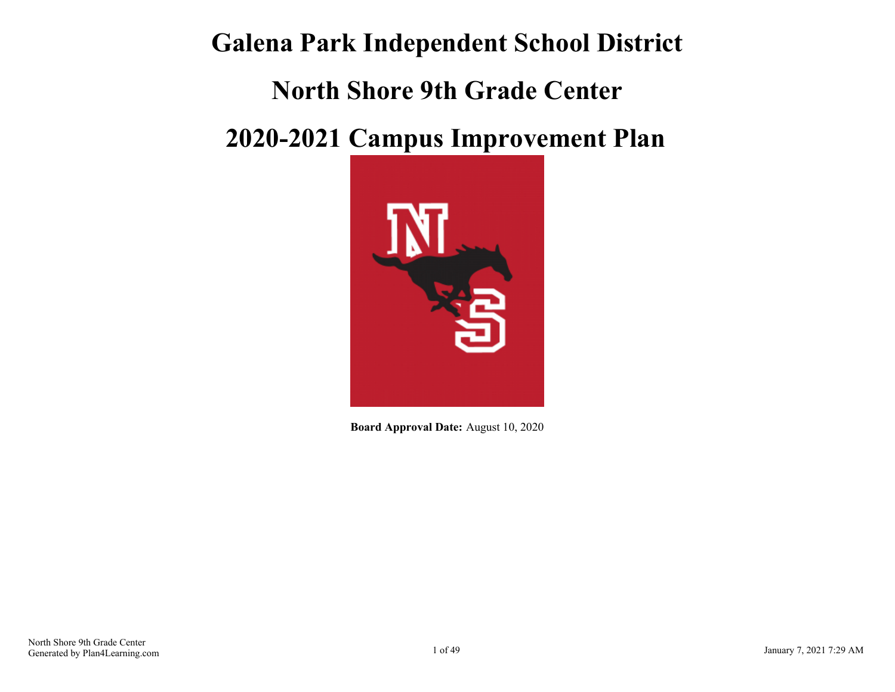# Galena Park Independent School District

# North Shore 9th Grade Center

# 2020-2021 Campus Improvement Plan

**Board Approval Date:** August 10, 2020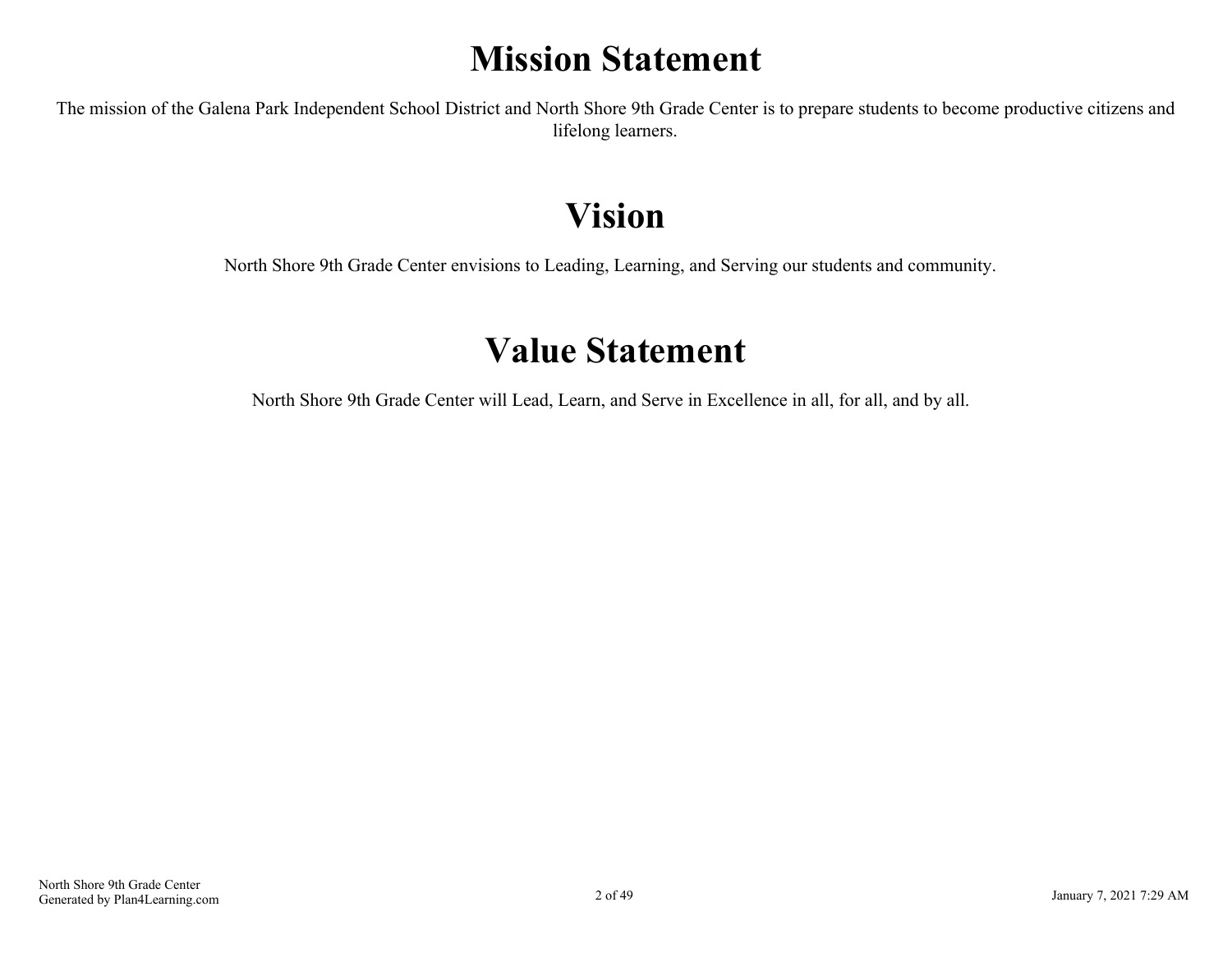# Mission Statement

The mission of the Galena Park Independent School District and North Shore 9th Grade Center is to prepare students to become productive citizens and lifelong learners.

# Vision

North Shore 9th Grade Center envisions to Leading, Learning, and Serving our students and community.

# Value Statement

North Shore 9th Grade Center will Lead, Learn, and Serve in Excellence in all, for all, and by all.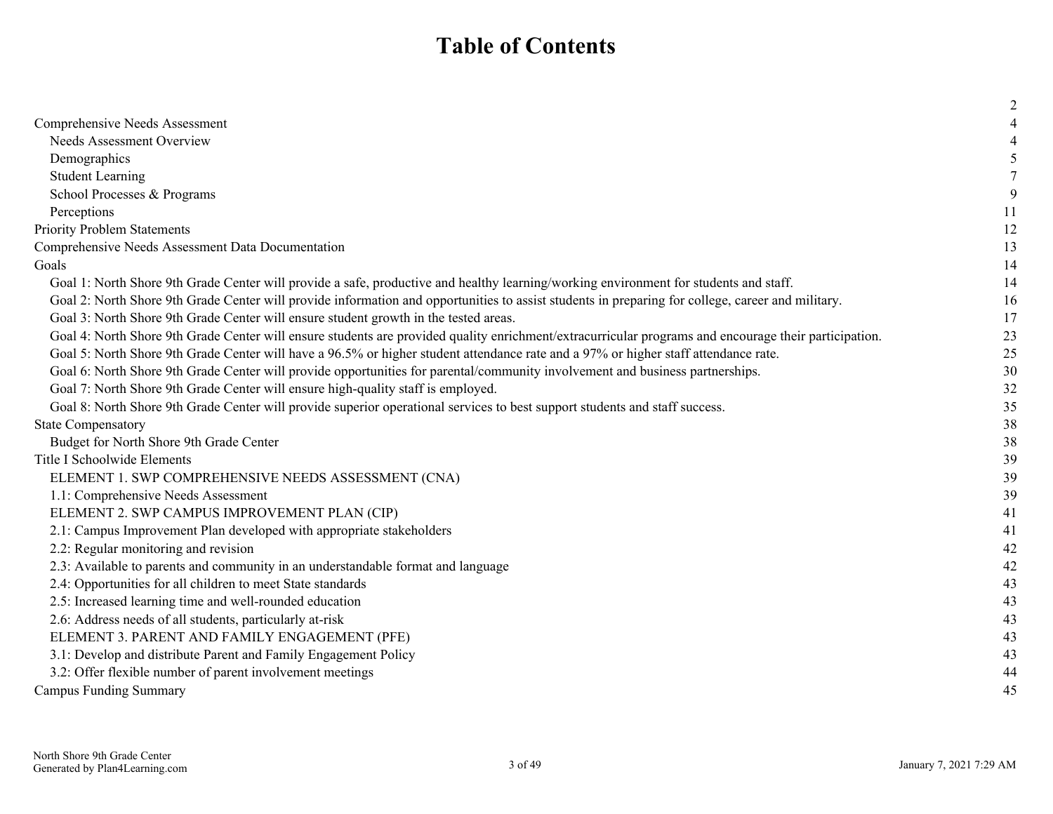# Table of Contents

| | |
|---|---|
| | 2 |
| Comprehensive Needs Assessment | 4 |
| Needs Assessment Overview | 4 |
| Demographics | 5 |
| Student Learning | 7 |
| School Processes & Programs | 9 |
| Perceptions | 11 |
| Priority Problem Statements | 12 |
| Comprehensive Needs Assessment Data Documentation | 13 |
| Goals | 14 |
| Goal 1: North Shore 9th Grade Center will provide a safe, productive and healthy learning/working environment for students and staff. | 14 |
| Goal 2: North Shore 9th Grade Center will provide information and opportunities to assist students in preparing for college, career and military. | 16 |
| Goal 3: North Shore 9th Grade Center will ensure student growth in the tested areas. | 17 |
| Goal 4: North Shore 9th Grade Center will ensure students are provided quality enrichment/extracurricular programs and encourage their participation. | 23 |
| Goal 5: North Shore 9th Grade Center will have a 96.5% or higher student attendance rate and a 97% or higher staff attendance rate. | 25 |
| Goal 6: North Shore 9th Grade Center will provide opportunities for parental/community involvement and business partnerships. | 30 |
| Goal 7: North Shore 9th Grade Center will ensure high-quality staff is employed. | 32 |
| Goal 8: North Shore 9th Grade Center will provide superior operational services to best support students and staff success. | 35 |
| State Compensatory | 38 |
| Budget for North Shore 9th Grade Center | 38 |
| Title I Schoolwide Elements | 39 |
| ELEMENT 1. SWP COMPREHENSIVE NEEDS ASSESSMENT (CNA) | 39 |
| 1.1: Comprehensive Needs Assessment | 39 |
| ELEMENT 2. SWP CAMPUS IMPROVEMENT PLAN (CIP) | 41 |
| 2.1: Campus Improvement Plan developed with appropriate stakeholders | 41 |
| 2.2: Regular monitoring and revision | 42 |
| 2.3: Available to parents and community in an understandable format and language | 42 |
| 2.4: Opportunities for all children to meet State standards | 43 |
| 2.5: Increased learning time and well-rounded education | 43 |
| 2.6: Address needs of all students, particularly at-risk | 43 |
| ELEMENT 3. PARENT AND FAMILY ENGAGEMENT (PFE) | 43 |
| 3.1: Develop and distribute Parent and Family Engagement Policy | 43 |
| 3.2: Offer flexible number of parent involvement meetings | 44 |
| Campus Funding Summary | 45 |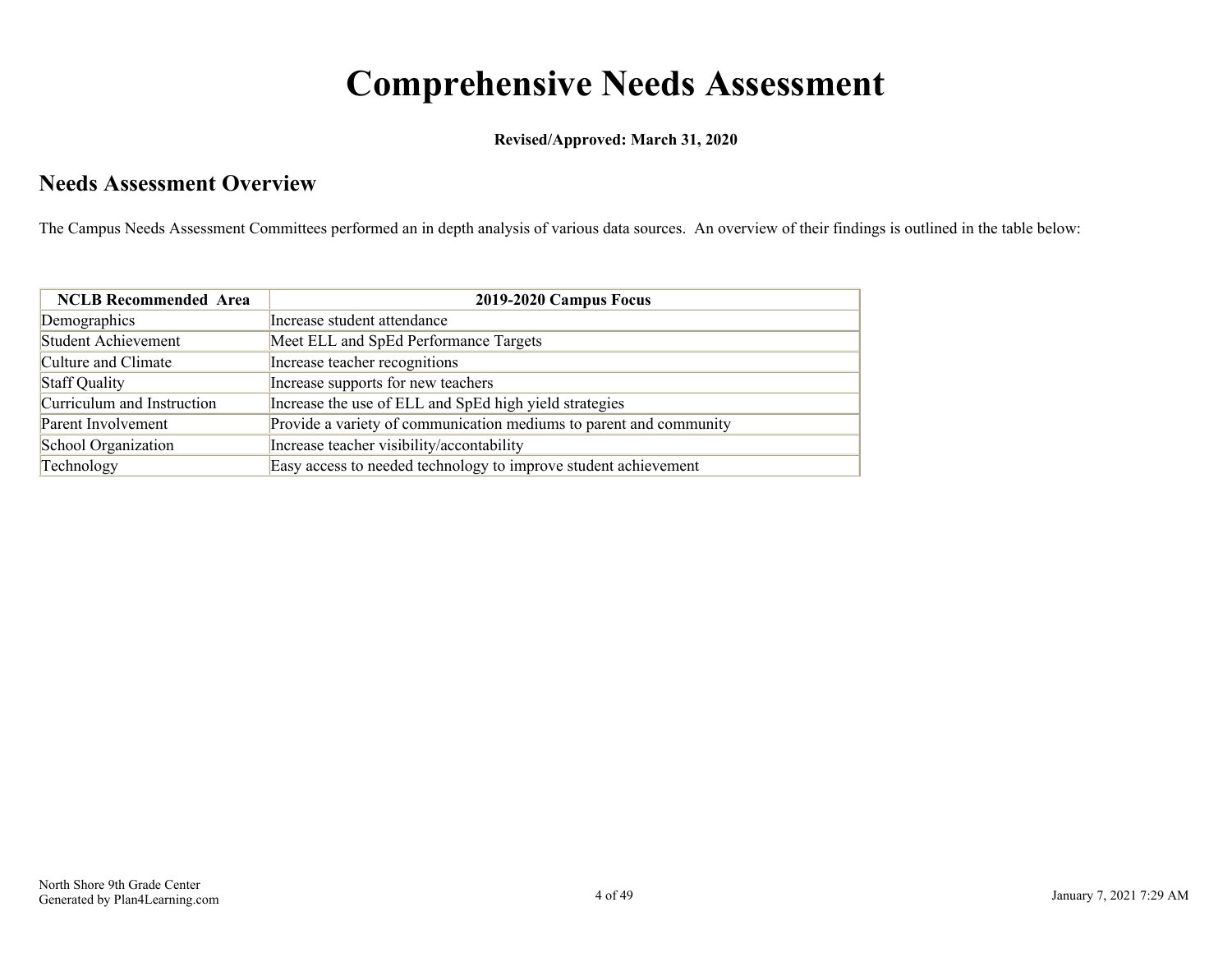# Comprehensive Needs Assessment

**Revised/Approved: March 31, 2020**

## Needs Assessment Overview

The Campus Needs Assessment Committees performed an in depth analysis of various data sources. An overview of their findings is outlined in the table below:

| NCLB Recommended Area | 2019-2020 Campus Focus |
|---|---|
| Demographics | Increase student attendance |
| Student Achievement | Meet ELL and SpEd Performance Targets |
| Culture and Climate | Increase teacher recognitions |
| Staff Quality | Increase supports for new teachers |
| Curriculum and Instruction | Increase the use of ELL and SpEd high yield strategies |
| Parent Involvement | Provide a variety of communication mediums to parent and community |
| School Organization | Increase teacher visibility/accontability |
| Technology | Easy access to needed technology to improve student achievement |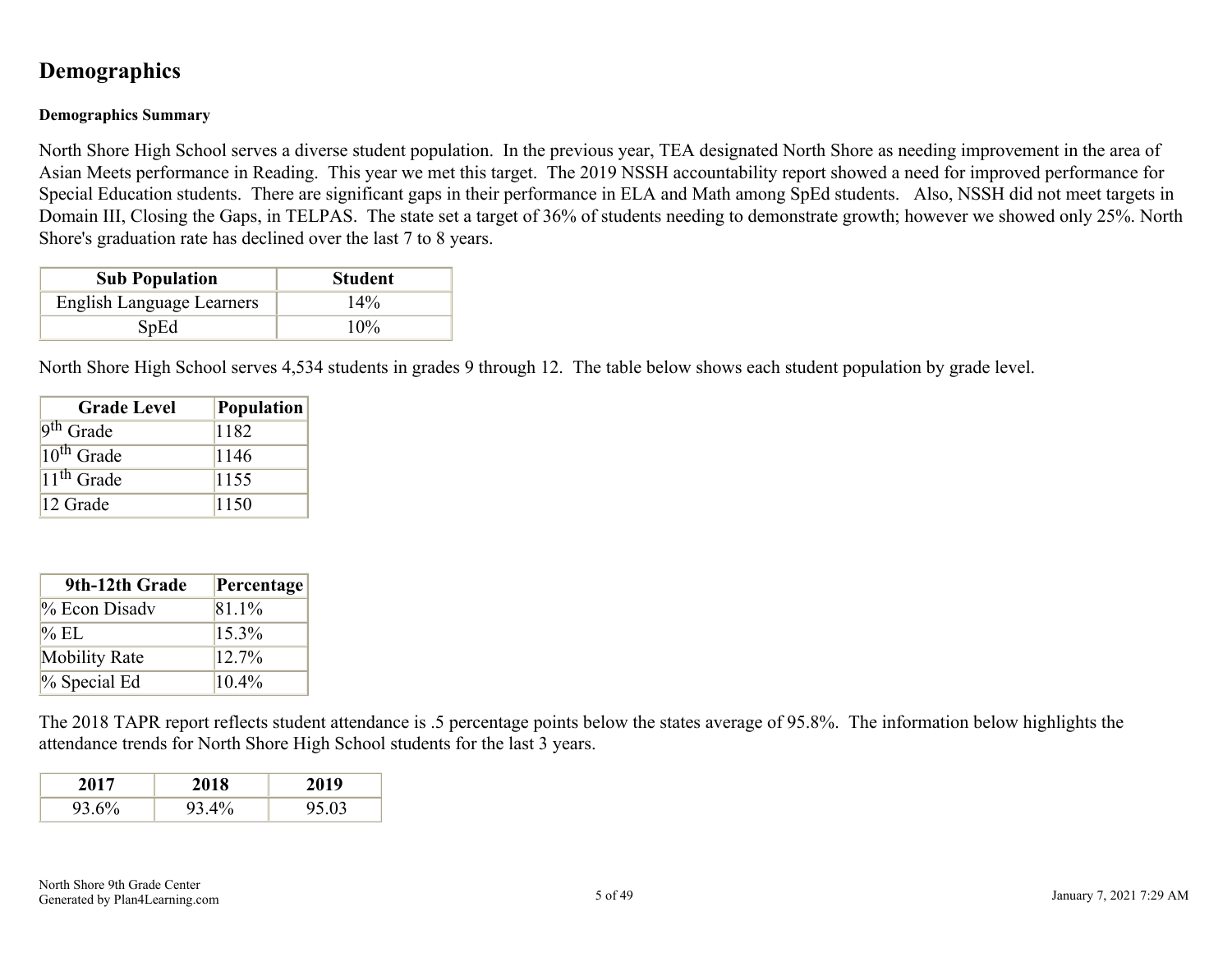## Demographics

**Demographics Summary**

North Shore High School serves a diverse student population. In the previous year, TEA designated North Shore as needing improvement in the area of Asian Meets performance in Reading. This year we met this target. The 2019 NSSH accountability report showed a need for improved performance for Special Education students. There are significant gaps in their performance in ELA and Math among SpEd students. Also, NSSH did not meet targets in Domain III, Closing the Gaps, in TELPAS. The state set a target of 36% of students needing to demonstrate growth; however we showed only 25%. North Shore's graduation rate has declined over the last 7 to 8 years.

| Sub Population | Student |
|---|---|
| English Language Learners | 14% |
| SpEd | 10% |

North Shore High School serves 4,534 students in grades 9 through 12. The table below shows each student population by grade level.

| Grade Level | Population |
|---|---|
| 9th Grade | 1182 |
| 10th Grade | 1146 |
| 11th Grade | 1155 |
| 12 Grade | 1150 |

| 9th-12th Grade | Percentage |
|---|---|
| % Econ Disadv | 81.1% |
| % EL | 15.3% |
| Mobility Rate | 12.7% |
| % Special Ed | 10.4% |

The 2018 TAPR report reflects student attendance is .5 percentage points below the states average of 95.8%. The information below highlights the attendance trends for North Shore High School students for the last 3 years.

| 2017 | 2018 | 2019 |
|---|---|---|
| 93.6% | 93.4% | 95.03 |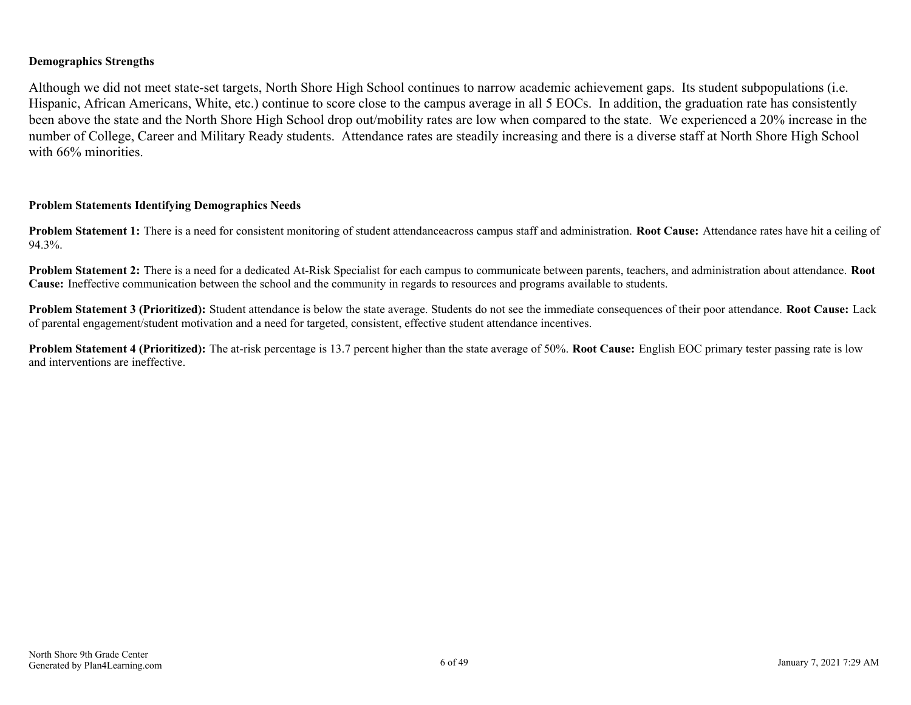**Demographics Strengths**

Although we did not meet state-set targets, North Shore High School continues to narrow academic achievement gaps. Its student subpopulations (i.e. Hispanic, African Americans, White, etc.) continue to score close to the campus average in all 5 EOCs. In addition, the graduation rate has consistently been above the state and the North Shore High School drop out/mobility rates are low when compared to the state. We experienced a 20% increase in the number of College, Career and Military Ready students. Attendance rates are steadily increasing and there is a diverse staff at North Shore High School with 66% minorities.

**Problem Statements Identifying Demographics Needs**

**Problem Statement 1:** There is a need for consistent monitoring of student attendanceacross campus staff and administration. **Root Cause:** Attendance rates have hit a ceiling of 94.3%.

**Problem Statement 2:** There is a need for a dedicated At-Risk Specialist for each campus to communicate between parents, teachers, and administration about attendance. **Root Cause:** Ineffective communication between the school and the community in regards to resources and programs available to students.

**Problem Statement 3 (Prioritized):** Student attendance is below the state average. Students do not see the immediate consequences of their poor attendance. **Root Cause:** Lack of parental engagement/student motivation and a need for targeted, consistent, effective student attendance incentives.

**Problem Statement 4 (Prioritized):** The at-risk percentage is 13.7 percent higher than the state average of 50%. **Root Cause:** English EOC primary tester passing rate is low and interventions are ineffective.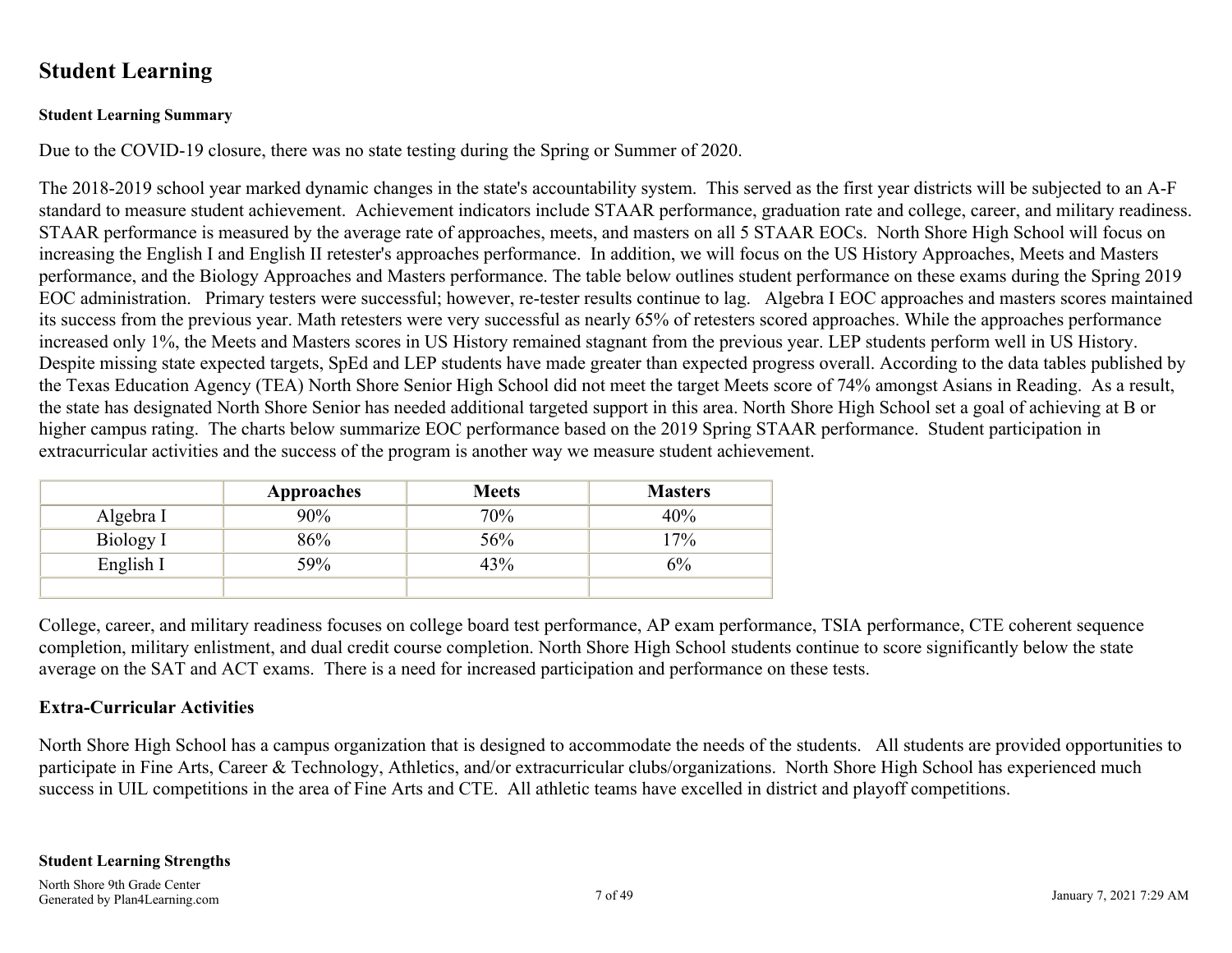## Student Learning

**Student Learning Summary**

Due to the COVID-19 closure, there was no state testing during the Spring or Summer of 2020.

The 2018-2019 school year marked dynamic changes in the state's accountability system. This served as the first year districts will be subjected to an A-F standard to measure student achievement. Achievement indicators include STAAR performance, graduation rate and college, career, and military readiness. STAAR performance is measured by the average rate of approaches, meets, and masters on all 5 STAAR EOCs. North Shore High School will focus on increasing the English I and English II retester's approaches performance. In addition, we will focus on the US History Approaches, Meets and Masters performance, and the Biology Approaches and Masters performance. The table below outlines student performance on these exams during the Spring 2019 EOC administration. Primary testers were successful; however, re-tester results continue to lag. Algebra I EOC approaches and masters scores maintained its success from the previous year. Math retesters were very successful as nearly 65% of retesters scored approaches. While the approaches performance increased only 1%, the Meets and Masters scores in US History remained stagnant from the previous year. LEP students perform well in US History. Despite missing state expected targets, SpEd and LEP students have made greater than expected progress overall. According to the data tables published by the Texas Education Agency (TEA) North Shore Senior High School did not meet the target Meets score of 74% amongst Asians in Reading. As a result, the state has designated North Shore Senior has needed additional targeted support in this area. North Shore High School set a goal of achieving at B or higher campus rating. The charts below summarize EOC performance based on the 2019 Spring STAAR performance. Student participation in extracurricular activities and the success of the program is another way we measure student achievement.

| | Approaches | Meets | Masters |
|---|---|---|---|
| Algebra I | 90% | 70% | 40% |
| Biology I | 86% | 56% | 17% |
| English I | 59% | 43% | 6% |
| | | | |

College, career, and military readiness focuses on college board test performance, AP exam performance, TSIA performance, CTE coherent sequence completion, military enlistment, and dual credit course completion. North Shore High School students continue to score significantly below the state average on the SAT and ACT exams. There is a need for increased participation and performance on these tests.

**Extra-Curricular Activities**

North Shore High School has a campus organization that is designed to accommodate the needs of the students. All students are provided opportunities to participate in Fine Arts, Career & Technology, Athletics, and/or extracurricular clubs/organizations. North Shore High School has experienced much success in UIL competitions in the area of Fine Arts and CTE. All athletic teams have excelled in district and playoff competitions.

**Student Learning Strengths**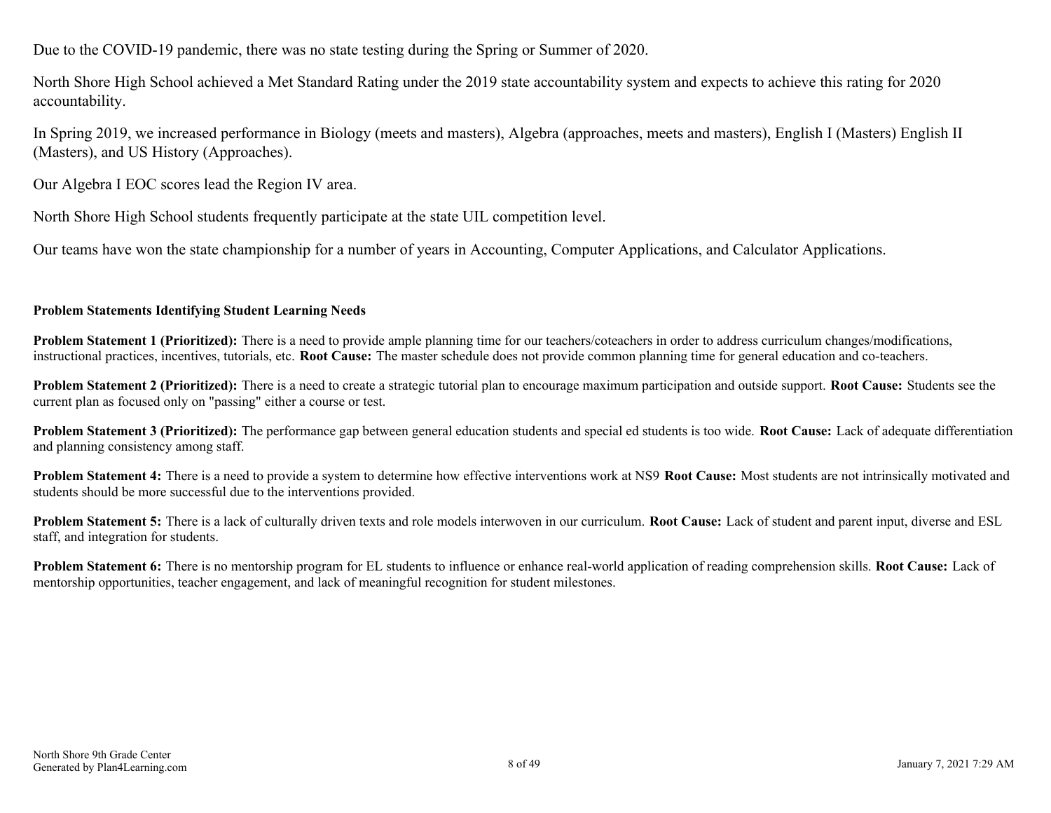Due to the COVID-19 pandemic, there was no state testing during the Spring or Summer of 2020.

North Shore High School achieved a Met Standard Rating under the 2019 state accountability system and expects to achieve this rating for 2020 accountability.

In Spring 2019, we increased performance in Biology (meets and masters), Algebra (approaches, meets and masters), English I (Masters) English II (Masters), and US History (Approaches).

Our Algebra I EOC scores lead the Region IV area.

North Shore High School students frequently participate at the state UIL competition level.

Our teams have won the state championship for a number of years in Accounting, Computer Applications, and Calculator Applications.

**Problem Statements Identifying Student Learning Needs**

**Problem Statement 1 (Prioritized):** There is a need to provide ample planning time for our teachers/coteachers in order to address curriculum changes/modifications, instructional practices, incentives, tutorials, etc. **Root Cause:** The master schedule does not provide common planning time for general education and co-teachers.

**Problem Statement 2 (Prioritized):** There is a need to create a strategic tutorial plan to encourage maximum participation and outside support. **Root Cause:** Students see the current plan as focused only on "passing" either a course or test.

**Problem Statement 3 (Prioritized):** The performance gap between general education students and special ed students is too wide. **Root Cause:** Lack of adequate differentiation and planning consistency among staff.

**Problem Statement 4:** There is a need to provide a system to determine how effective interventions work at NS9 **Root Cause:** Most students are not intrinsically motivated and students should be more successful due to the interventions provided.

**Problem Statement 5:** There is a lack of culturally driven texts and role models interwoven in our curriculum. **Root Cause:** Lack of student and parent input, diverse and ESL staff, and integration for students.

**Problem Statement 6:** There is no mentorship program for EL students to influence or enhance real-world application of reading comprehension skills. **Root Cause:** Lack of mentorship opportunities, teacher engagement, and lack of meaningful recognition for student milestones.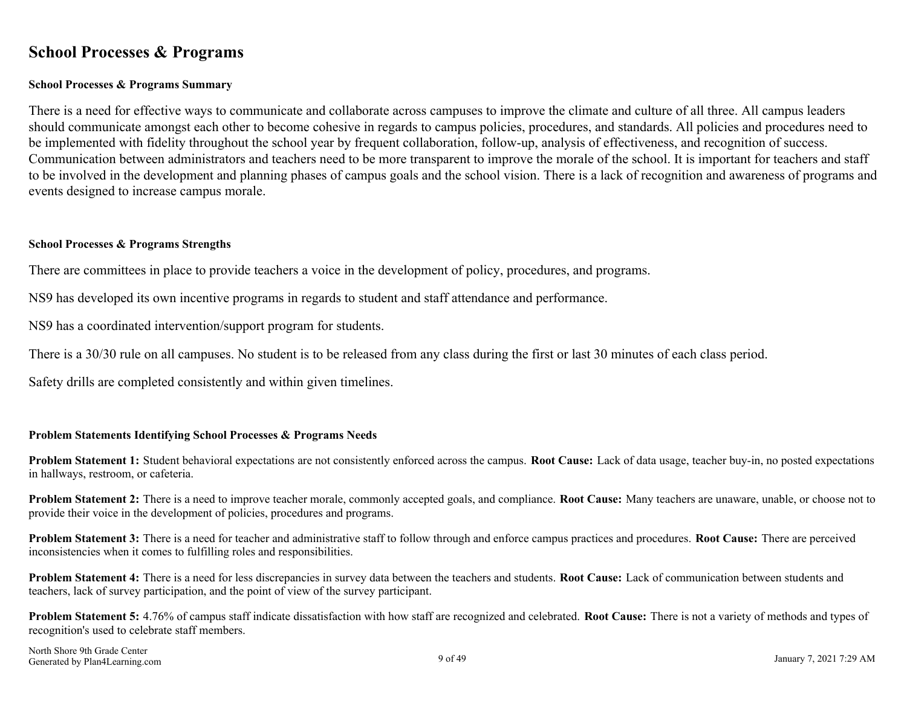## School Processes & Programs

### School Processes & Programs Summary

There is a need for effective ways to communicate and collaborate across campuses to improve the climate and culture of all three. All campus leaders should communicate amongst each other to become cohesive in regards to campus policies, procedures, and standards. All policies and procedures need to be implemented with fidelity throughout the school year by frequent collaboration, follow-up, analysis of effectiveness, and recognition of success. Communication between administrators and teachers need to be more transparent to improve the morale of the school. It is important for teachers and staff to be involved in the development and planning phases of campus goals and the school vision. There is a lack of recognition and awareness of programs and events designed to increase campus morale.

### School Processes & Programs Strengths

There are committees in place to provide teachers a voice in the development of policy, procedures, and programs.

NS9 has developed its own incentive programs in regards to student and staff attendance and performance.

NS9 has a coordinated intervention/support program for students.

There is a 30/30 rule on all campuses. No student is to be released from any class during the first or last 30 minutes of each class period.

Safety drills are completed consistently and within given timelines.

### Problem Statements Identifying School Processes & Programs Needs

**Problem Statement 1:** Student behavioral expectations are not consistently enforced across the campus. **Root Cause:** Lack of data usage, teacher buy-in, no posted expectations in hallways, restroom, or cafeteria.

**Problem Statement 2:** There is a need to improve teacher morale, commonly accepted goals, and compliance. **Root Cause:** Many teachers are unaware, unable, or choose not to provide their voice in the development of policies, procedures and programs.

**Problem Statement 3:** There is a need for teacher and administrative staff to follow through and enforce campus practices and procedures. **Root Cause:** There are perceived inconsistencies when it comes to fulfilling roles and responsibilities.

**Problem Statement 4:** There is a need for less discrepancies in survey data between the teachers and students. **Root Cause:** Lack of communication between students and teachers, lack of survey participation, and the point of view of the survey participant.

**Problem Statement 5:** 4.76% of campus staff indicate dissatisfaction with how staff are recognized and celebrated. **Root Cause:** There is not a variety of methods and types of recognition's used to celebrate staff members.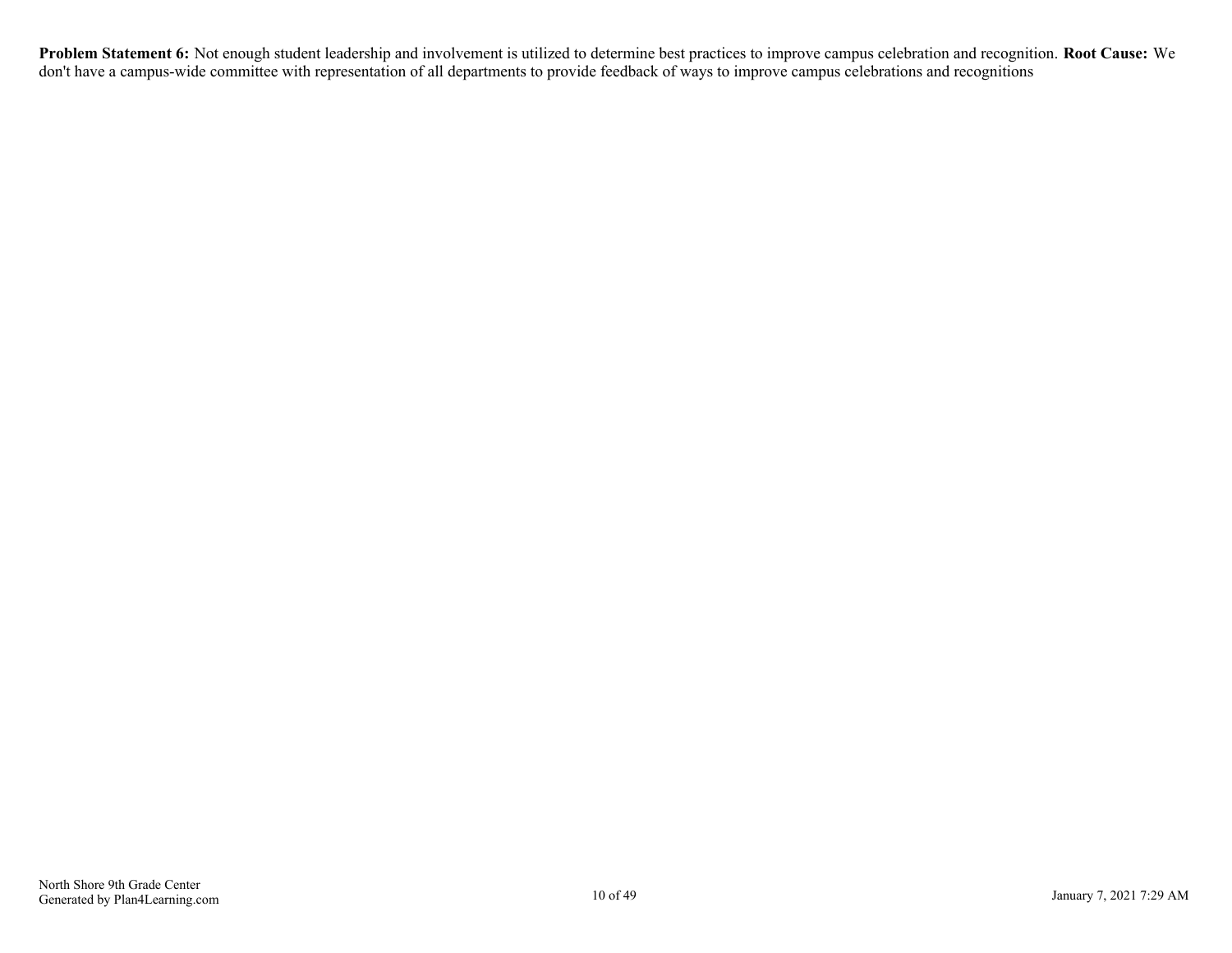**Problem Statement 6:** Not enough student leadership and involvement is utilized to determine best practices to improve campus celebration and recognition. **Root Cause:** We don't have a campus-wide committee with representation of all departments to provide feedback of ways to improve campus celebrations and recognitions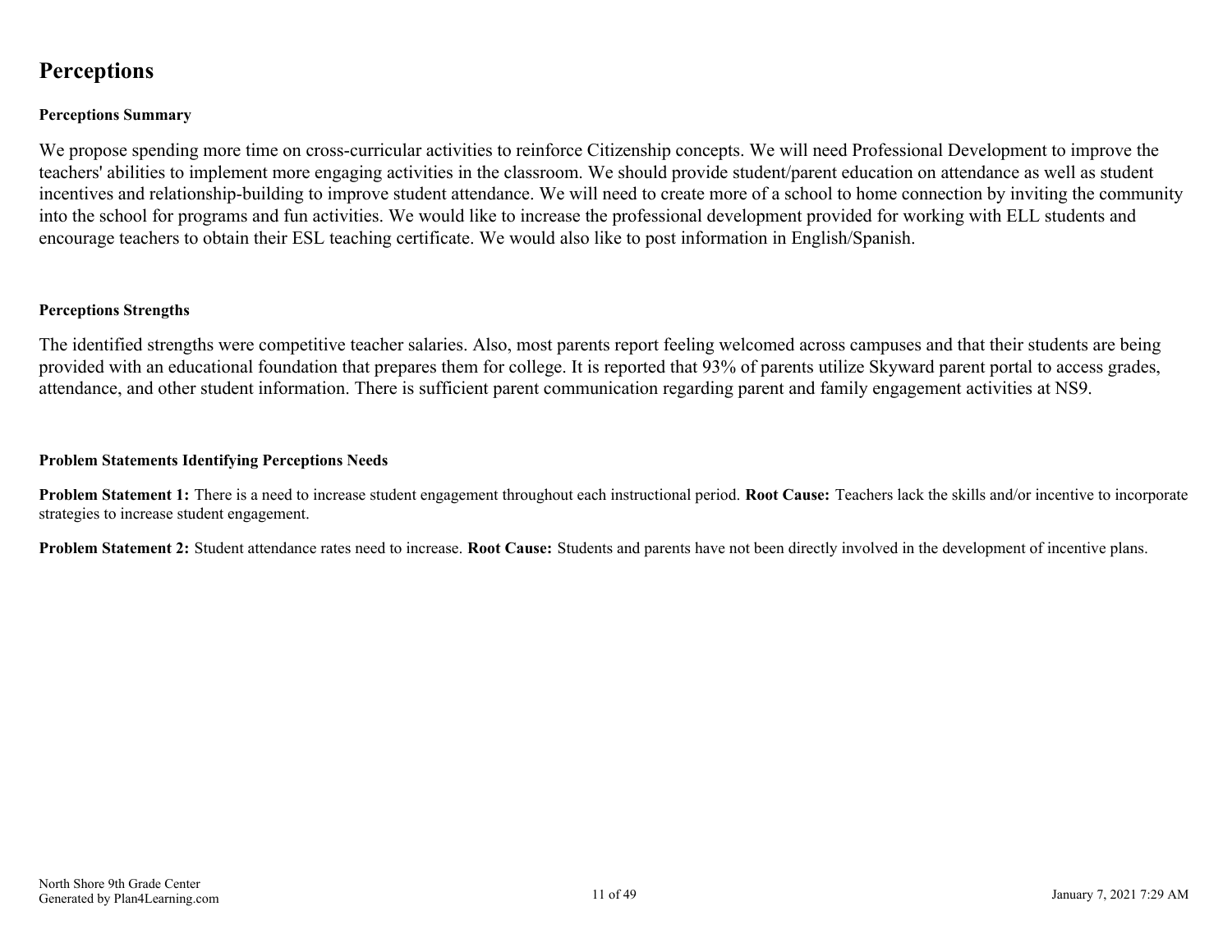# Perceptions

### Perceptions Summary

We propose spending more time on cross-curricular activities to reinforce Citizenship concepts. We will need Professional Development to improve the teachers' abilities to implement more engaging activities in the classroom. We should provide student/parent education on attendance as well as student incentives and relationship-building to improve student attendance. We will need to create more of a school to home connection by inviting the community into the school for programs and fun activities. We would like to increase the professional development provided for working with ELL students and encourage teachers to obtain their ESL teaching certificate. We would also like to post information in English/Spanish.

### Perceptions Strengths

The identified strengths were competitive teacher salaries. Also, most parents report feeling welcomed across campuses and that their students are being provided with an educational foundation that prepares them for college. It is reported that 93% of parents utilize Skyward parent portal to access grades, attendance, and other student information. There is sufficient parent communication regarding parent and family engagement activities at NS9.

### Problem Statements Identifying Perceptions Needs

**Problem Statement 1:** There is a need to increase student engagement throughout each instructional period. **Root Cause:** Teachers lack the skills and/or incentive to incorporate strategies to increase student engagement.

**Problem Statement 2:** Student attendance rates need to increase. **Root Cause:** Students and parents have not been directly involved in the development of incentive plans.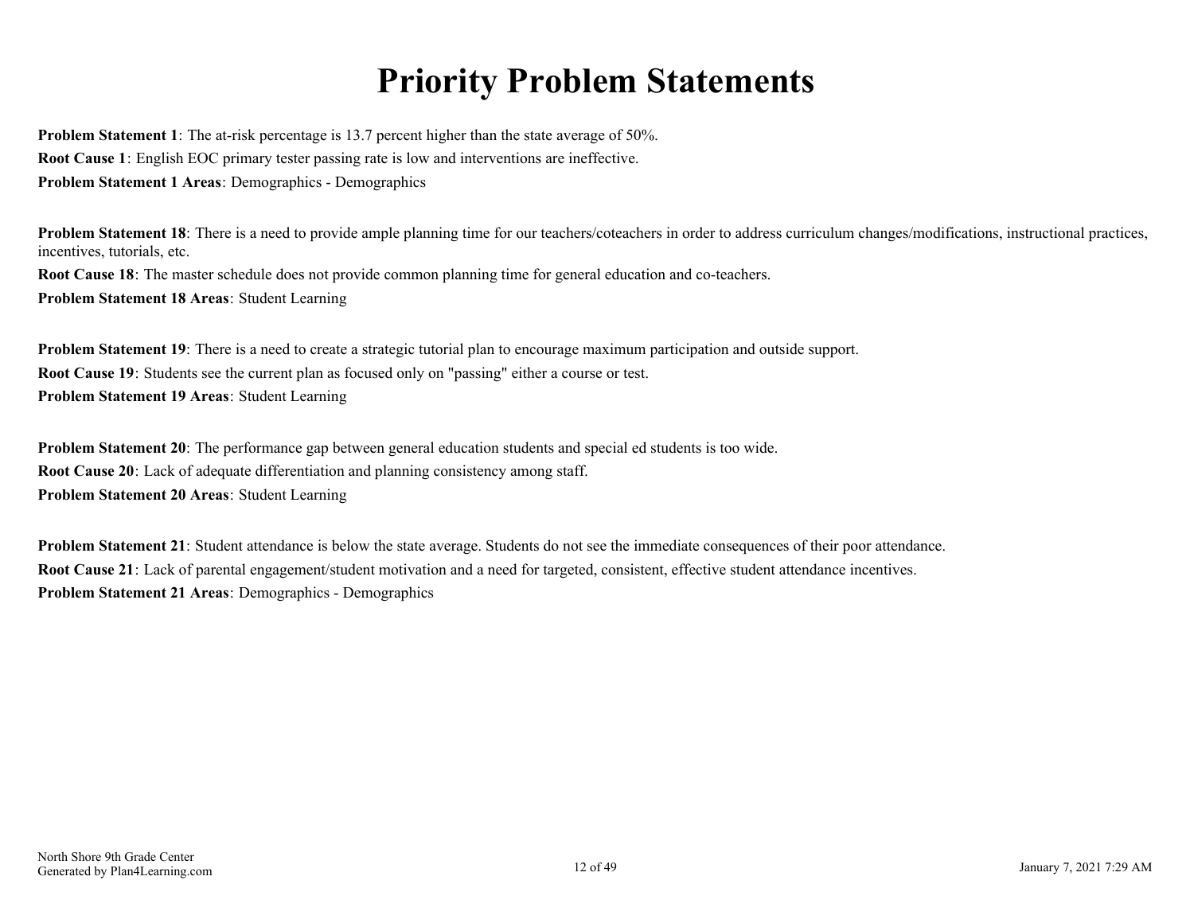# Priority Problem Statements

**Problem Statement 1**: The at-risk percentage is 13.7 percent higher than the state average of 50%.

**Root Cause 1**: English EOC primary tester passing rate is low and interventions are ineffective.

**Problem Statement 1 Areas**: Demographics - Demographics

**Problem Statement 18**: There is a need to provide ample planning time for our teachers/coteachers in order to address curriculum changes/modifications, instructional practices, incentives, tutorials, etc.

**Root Cause 18**: The master schedule does not provide common planning time for general education and co-teachers.

**Problem Statement 18 Areas**: Student Learning

**Problem Statement 19**: There is a need to create a strategic tutorial plan to encourage maximum participation and outside support.

**Root Cause 19**: Students see the current plan as focused only on "passing" either a course or test.

**Problem Statement 19 Areas**: Student Learning

**Problem Statement 20**: The performance gap between general education students and special ed students is too wide.

**Root Cause 20**: Lack of adequate differentiation and planning consistency among staff.

**Problem Statement 20 Areas**: Student Learning

**Problem Statement 21**: Student attendance is below the state average. Students do not see the immediate consequences of their poor attendance.

**Root Cause 21**: Lack of parental engagement/student motivation and a need for targeted, consistent, effective student attendance incentives.

**Problem Statement 21 Areas**: Demographics - Demographics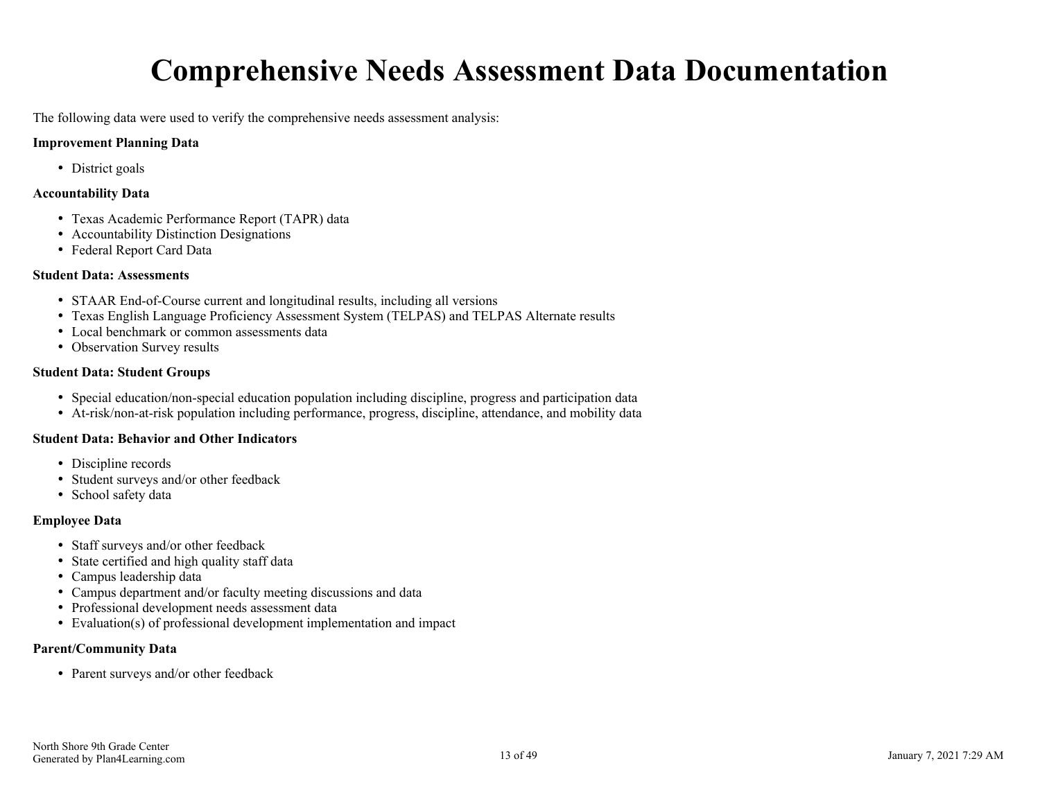# Comprehensive Needs Assessment Data Documentation

The following data were used to verify the comprehensive needs assessment analysis:

**Improvement Planning Data**

- District goals

**Accountability Data**

- Texas Academic Performance Report (TAPR) data
- Accountability Distinction Designations
- Federal Report Card Data

**Student Data: Assessments**

- STAAR End-of-Course current and longitudinal results, including all versions
- Texas English Language Proficiency Assessment System (TELPAS) and TELPAS Alternate results
- Local benchmark or common assessments data
- Observation Survey results

**Student Data: Student Groups**

- Special education/non-special education population including discipline, progress and participation data
- At-risk/non-at-risk population including performance, progress, discipline, attendance, and mobility data

**Student Data: Behavior and Other Indicators**

- Discipline records
- Student surveys and/or other feedback
- School safety data

**Employee Data**

- Staff surveys and/or other feedback
- State certified and high quality staff data
- Campus leadership data
- Campus department and/or faculty meeting discussions and data
- Professional development needs assessment data
- Evaluation(s) of professional development implementation and impact

**Parent/Community Data**

- Parent surveys and/or other feedback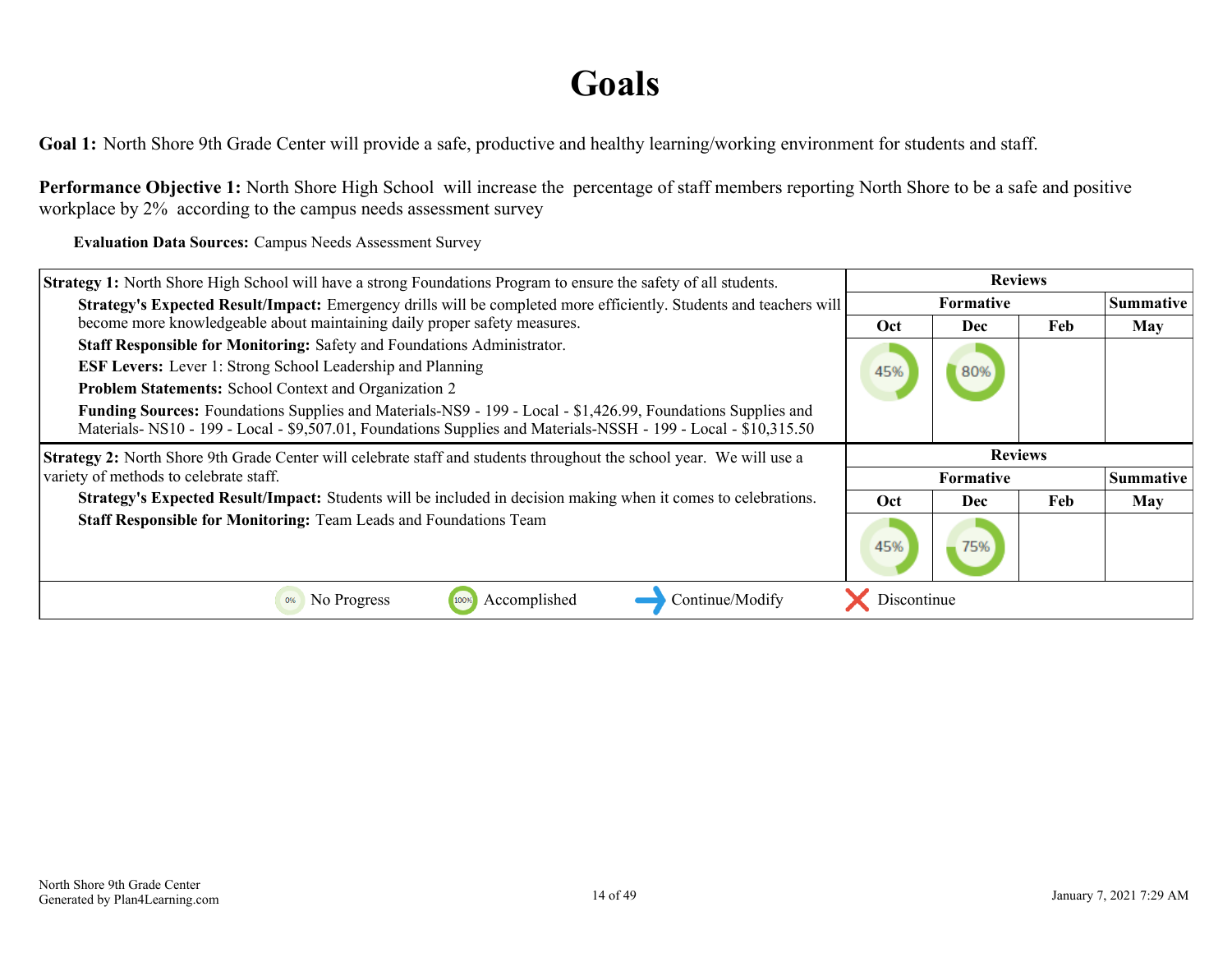# Goals

**Goal 1:** North Shore 9th Grade Center will provide a safe, productive and healthy learning/working environment for students and staff.

**Performance Objective 1:** North Shore High School will increase the percentage of staff members reporting North Shore to be a safe and positive workplace by 2% according to the campus needs assessment survey

**Evaluation Data Sources:** Campus Needs Assessment Survey

| Strategy 1 Details | Reviews | | | |
|---|---|---|---|---|
| | Formative | | | Summative |
| | Oct | Dec | Feb | May |
| **Strategy 1:** North Shore High School will have a strong Foundations Program to ensure the safety of all students.<br>**Strategy's Expected Result/Impact:** Emergency drills will be completed more efficiently. Students and teachers will become more knowledgeable about maintaining daily proper safety measures.<br>**Staff Responsible for Monitoring:** Safety and Foundations Administrator.<br>**ESF Levers:** Lever 1: Strong School Leadership and Planning<br>**Problem Statements:** School Context and Organization 2<br>**Funding Sources:** Foundations Supplies and Materials-NS9 - 199 - Local - $1,426.99, Foundations Supplies and Materials- NS10 - 199 - Local - $9,507.01, Foundations Supplies and Materials-NSSH - 199 - Local - $10,315.50 | 45% | 80% | | |

| Strategy 2 Details | Reviews | | | |
|---|---|---|---|---|
| | Formative | | | Summative |
| | Oct | Dec | Feb | May |
| **Strategy 2:** North Shore 9th Grade Center will celebrate staff and students throughout the school year. We will use a variety of methods to celebrate staff.<br>**Strategy's Expected Result/Impact:** Students will be included in decision making when it comes to celebrations.<br>**Staff Responsible for Monitoring:** Team Leads and Foundations Team | 45% | 75% | | |

0% No Progress | 100% Accomplished | Continue/Modify | Discontinue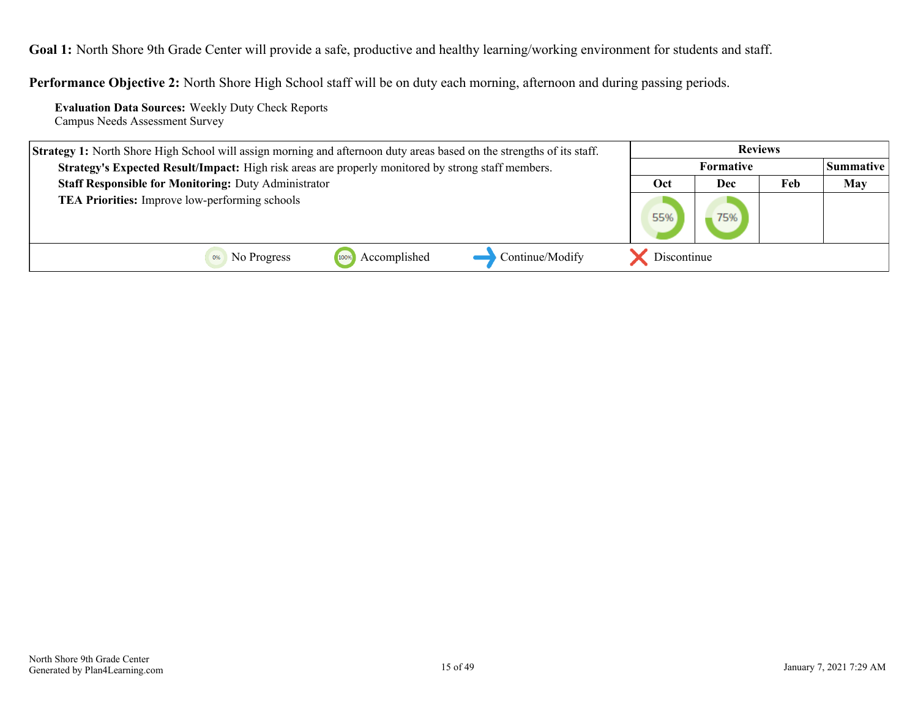**Goal 1:** North Shore 9th Grade Center will provide a safe, productive and healthy learning/working environment for students and staff.

**Performance Objective 2:** North Shore High School staff will be on duty each morning, afternoon and during passing periods.

**Evaluation Data Sources:** Weekly Duty Check Reports
Campus Needs Assessment Survey

| Strategy 1 | Reviews | | | |
|---|---|---|---|---|
| | Formative | | | Summative |
| | Oct | Dec | Feb | May |
| **Strategy 1:** North Shore High School will assign morning and afternoon duty areas based on the strengths of its staff.<br>**Strategy's Expected Result/Impact:** High risk areas are properly monitored by strong staff members.<br>**Staff Responsible for Monitoring:** Duty Administrator<br>**TEA Priorities:** Improve low-performing schools | 55% | 75% | | |

0% No Progress | 100% Accomplished | Continue/Modify | Discontinue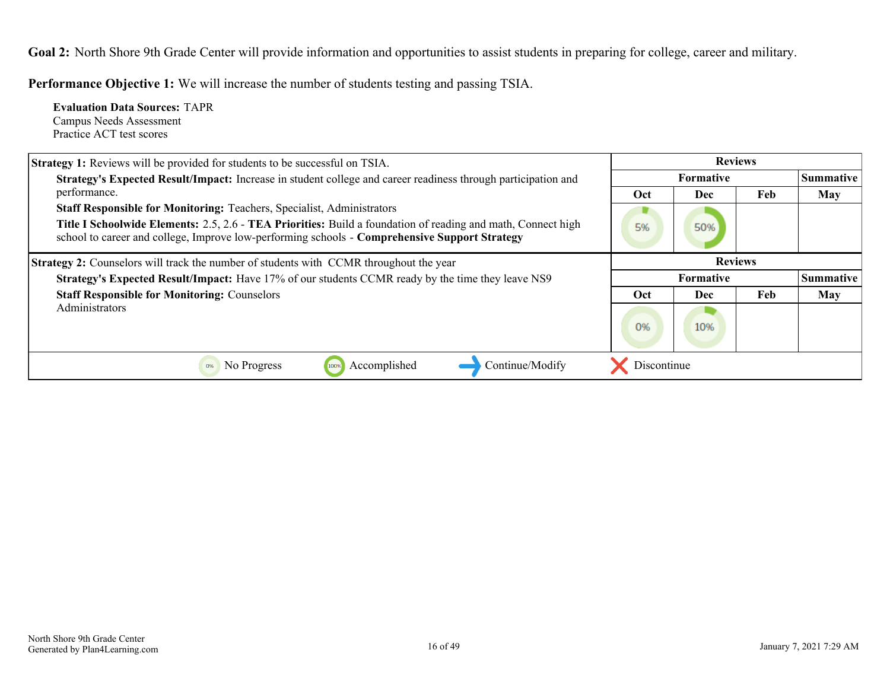**Goal 2:** North Shore 9th Grade Center will provide information and opportunities to assist students in preparing for college, career and military.

**Performance Objective 1:** We will increase the number of students testing and passing TSIA.

**Evaluation Data Sources:** TAPR
Campus Needs Assessment
Practice ACT test scores

| Strategy 1: Reviews will be provided for students to be successful on TSIA. | Reviews | | | |
|---|---|---|---|---|
| | Formative | | | Summative |
| | Oct | Dec | Feb | May |
| **Strategy's Expected Result/Impact:** Increase in student college and career readiness through participation and performance.<br>**Staff Responsible for Monitoring:** Teachers, Specialist, Administrators<br>**Title I Schoolwide Elements:** 2.5, 2.6 - **TEA Priorities:** Build a foundation of reading and math, Connect high school to career and college, Improve low-performing schools - **Comprehensive Support Strategy** | 5% | 50% | | |

| Strategy 2: Counselors will track the number of students with CCMR throughout the year | Reviews | | | |
|---|---|---|---|---|
| | Formative | | | Summative |
| | Oct | Dec | Feb | May |
| **Strategy's Expected Result/Impact:** Have 17% of our students CCMR ready by the time they leave NS9<br>**Staff Responsible for Monitoring:** Counselors<br>Administrators | 0% | 10% | | |

0% No Progress | 100% Accomplished | → Continue/Modify | ✕ Discontinue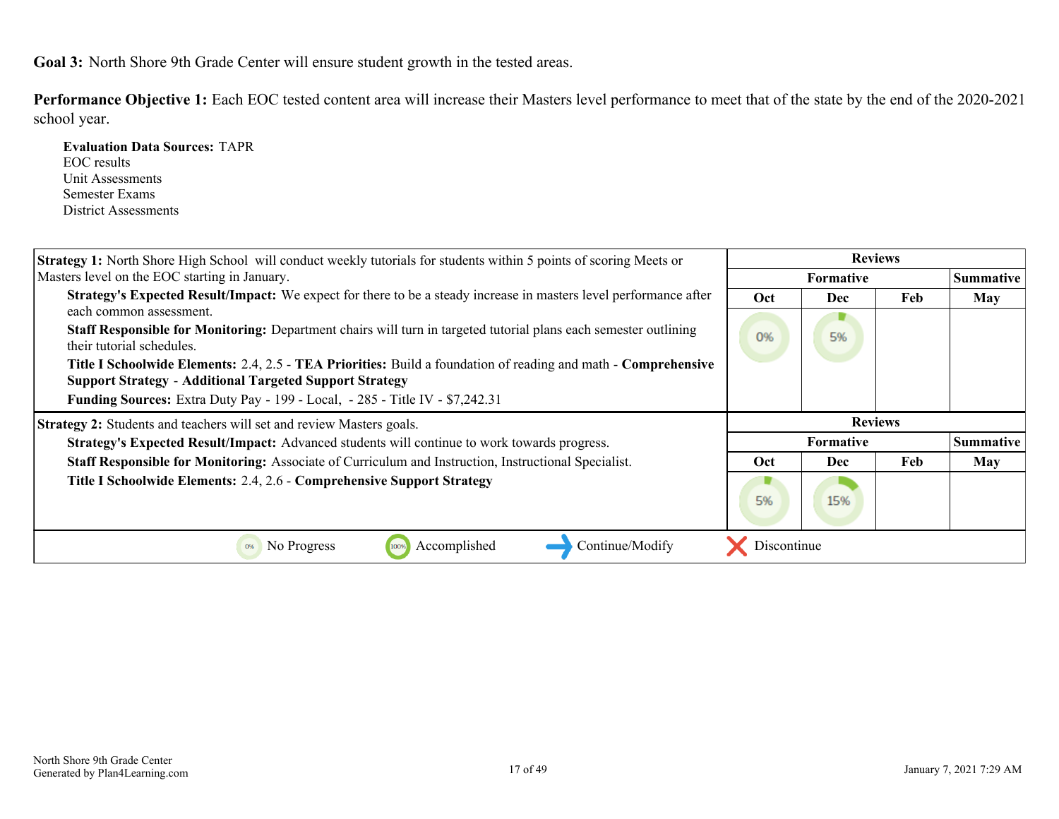**Goal 3:** North Shore 9th Grade Center will ensure student growth in the tested areas.

**Performance Objective 1:** Each EOC tested content area will increase their Masters level performance to meet that of the state by the end of the 2020-2021 school year.

**Evaluation Data Sources:** TAPR
EOC results
Unit Assessments
Semester Exams
District Assessments

| Strategy 1 | Reviews | | | |
|---|---|---|---|---|
| | Formative | | | Summative |
| | Oct | Dec | Feb | May |
| **Strategy 1:** North Shore High School will conduct weekly tutorials for students within 5 points of scoring Meets or Masters level on the EOC starting in January.<br>**Strategy's Expected Result/Impact:** We expect for there to be a steady increase in masters level performance after each common assessment.<br>**Staff Responsible for Monitoring:** Department chairs will turn in targeted tutorial plans each semester outlining their tutorial schedules.<br>**Title I Schoolwide Elements:** 2.4, 2.5 - **TEA Priorities:** Build a foundation of reading and math - **Comprehensive Support Strategy** - **Additional Targeted Support Strategy**<br>**Funding Sources:** Extra Duty Pay - 199 - Local, - 285 - Title IV - $7,242.31 | 0% | 5% | | |

| Strategy 2 | Reviews | | | |
|---|---|---|---|---|
| | Formative | | | Summative |
| | Oct | Dec | Feb | May |
| **Strategy 2:** Students and teachers will set and review Masters goals.<br>**Strategy's Expected Result/Impact:** Advanced students will continue to work towards progress.<br>**Staff Responsible for Monitoring:** Associate of Curriculum and Instruction, Instructional Specialist.<br>**Title I Schoolwide Elements:** 2.4, 2.6 - **Comprehensive Support Strategy** | 5% | 15% | | |

0% No Progress | 100% Accomplished | Continue/Modify | Discontinue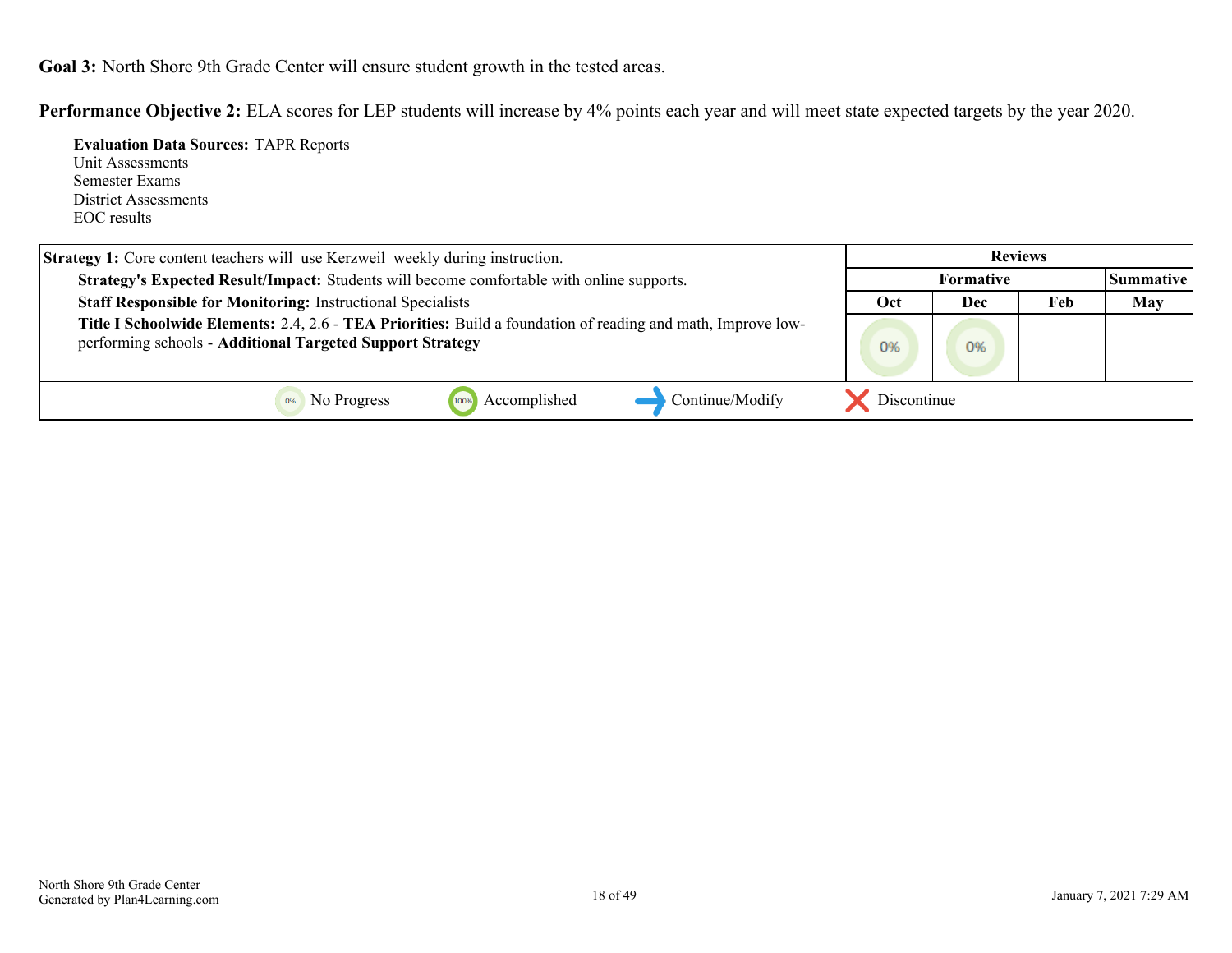**Goal 3:** North Shore 9th Grade Center will ensure student growth in the tested areas.

**Performance Objective 2:** ELA scores for LEP students will increase by 4% points each year and will meet state expected targets by the year 2020.

**Evaluation Data Sources:** TAPR Reports
Unit Assessments
Semester Exams
District Assessments
EOC results

| Strategy 1 | Reviews | | | |
|---|---|---|---|---|
| | Formative | | | Summative |
| | Oct | Dec | Feb | May |
| **Strategy 1:** Core content teachers will use Kerzweil weekly during instruction.<br>**Strategy's Expected Result/Impact:** Students will become comfortable with online supports.<br>**Staff Responsible for Monitoring:** Instructional Specialists<br>**Title I Schoolwide Elements:** 2.4, 2.6 - **TEA Priorities:** Build a foundation of reading and math, Improve low-performing schools - **Additional Targeted Support Strategy** | 0% | 0% | | |

0% No Progress | 100% Accomplished | Continue/Modify | Discontinue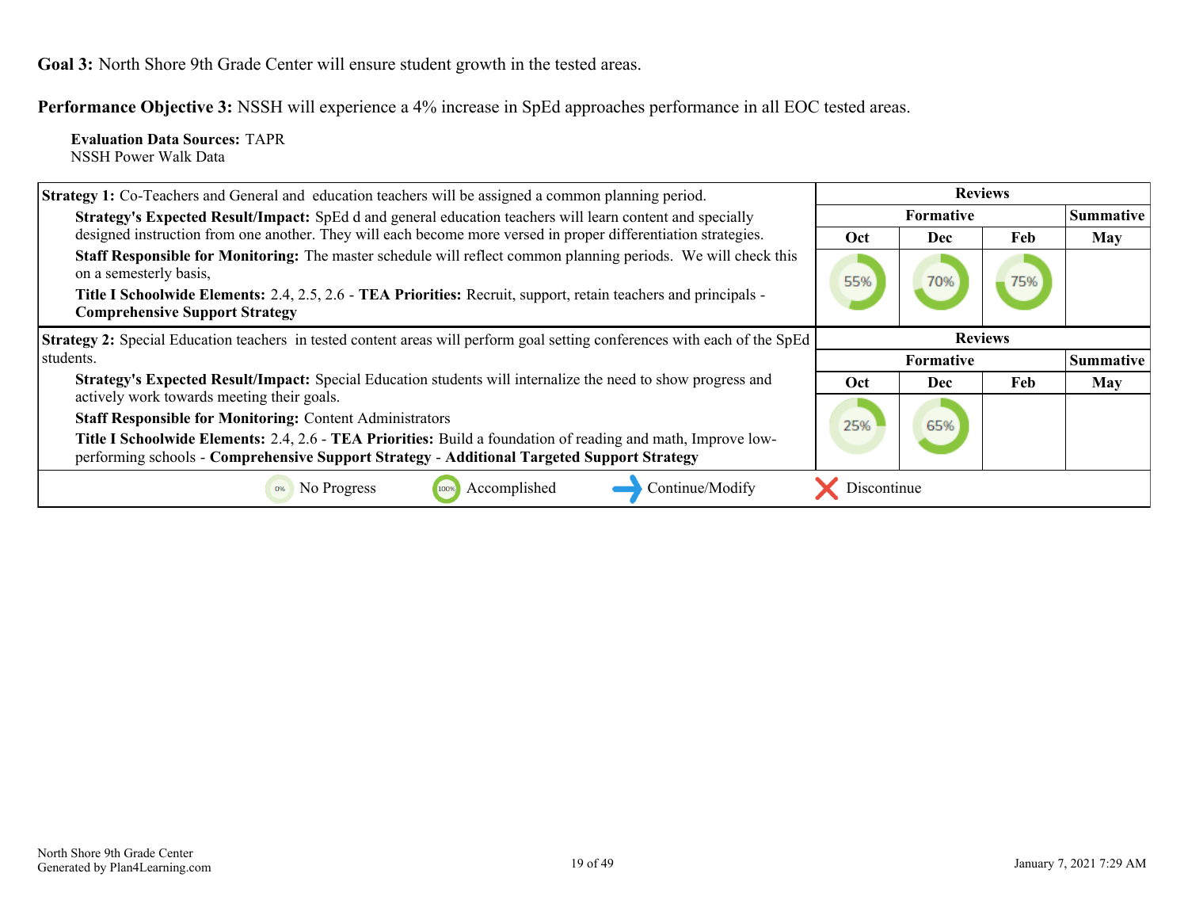**Goal 3:** North Shore 9th Grade Center will ensure student growth in the tested areas.

**Performance Objective 3:** NSSH will experience a 4% increase in SpEd approaches performance in all EOC tested areas.

**Evaluation Data Sources:** TAPR
NSSH Power Walk Data

| Strategy 1 | Reviews | | | |
|---|---|---|---|---|
| | Formative | | | Summative |
| **Strategy 1:** Co-Teachers and General and education teachers will be assigned a common planning period. **Strategy's Expected Result/Impact:** SpEd d and general education teachers will learn content and specially designed instruction from one another. They will each become more versed in proper differentiation strategies. **Staff Responsible for Monitoring:** The master schedule will reflect common planning periods. We will check this on a semesterly basis, **Title I Schoolwide Elements:** 2.4, 2.5, 2.6 - **TEA Priorities:** Recruit, support, retain teachers and principals - **Comprehensive Support Strategy** | Oct | Dec | Feb | May |
| | 55% | 70% | 75% | |

| Strategy 2 | Reviews | | | |
|---|---|---|---|---|
| | Formative | | | Summative |
| **Strategy 2:** Special Education teachers in tested content areas will perform goal setting conferences with each of the SpEd students. **Strategy's Expected Result/Impact:** Special Education students will internalize the need to show progress and actively work towards meeting their goals. **Staff Responsible for Monitoring:** Content Administrators **Title I Schoolwide Elements:** 2.4, 2.6 - **TEA Priorities:** Build a foundation of reading and math, Improve low-performing schools - **Comprehensive Support Strategy** - **Additional Targeted Support Strategy** | Oct | Dec | Feb | May |
| | 25% | 65% | | |

0% No Progress | 100% Accomplished | Continue/Modify | Discontinue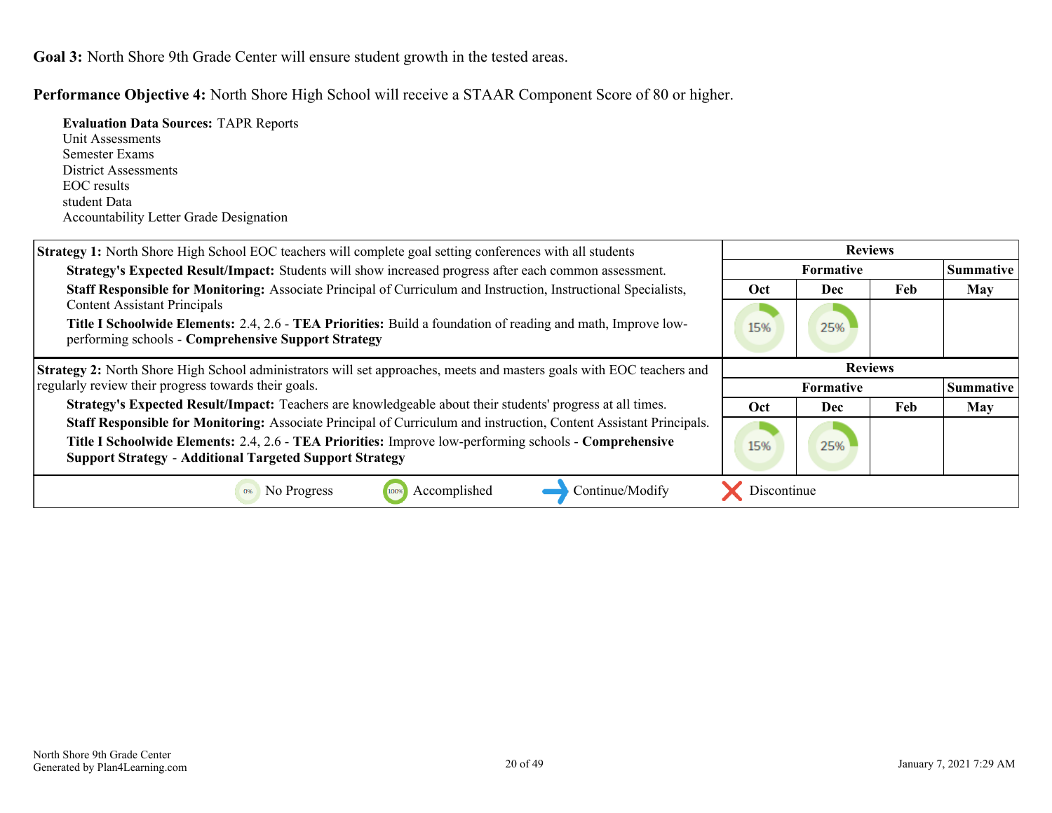**Goal 3:** North Shore 9th Grade Center will ensure student growth in the tested areas.

**Performance Objective 4:** North Shore High School will receive a STAAR Component Score of 80 or higher.

**Evaluation Data Sources:** TAPR Reports
Unit Assessments
Semester Exams
District Assessments
EOC results
student Data
Accountability Letter Grade Designation

| Strategy 1 Details | Reviews | | | |
|---|---|---|---|---|
| **Strategy 1:** North Shore High School EOC teachers will complete goal setting conferences with all students | Formative | | | Summative |
| **Strategy's Expected Result/Impact:** Students will show increased progress after each common assessment.<br>**Staff Responsible for Monitoring:** Associate Principal of Curriculum and Instruction, Instructional Specialists, Content Assistant Principals<br>**Title I Schoolwide Elements:** 2.4, 2.6 - **TEA Priorities:** Build a foundation of reading and math, Improve low-performing schools - **Comprehensive Support Strategy** | Oct | Dec | Feb | May |
| | 15% | 25% | | |

| Strategy 2 Details | Reviews | | | |
|---|---|---|---|---|
| **Strategy 2:** North Shore High School administrators will set approaches, meets and masters goals with EOC teachers and regularly review their progress towards their goals. | Formative | | | Summative |
| **Strategy's Expected Result/Impact:** Teachers are knowledgeable about their students' progress at all times.<br>**Staff Responsible for Monitoring:** Associate Principal of Curriculum and instruction, Content Assistant Principals.<br>**Title I Schoolwide Elements:** 2.4, 2.6 - **TEA Priorities:** Improve low-performing schools - **Comprehensive Support Strategy** - **Additional Targeted Support Strategy** | Oct | Dec | Feb | May |
| | 15% | 25% | | |

0% No Progress | 100% Accomplished | → Continue/Modify | ✗ Discontinue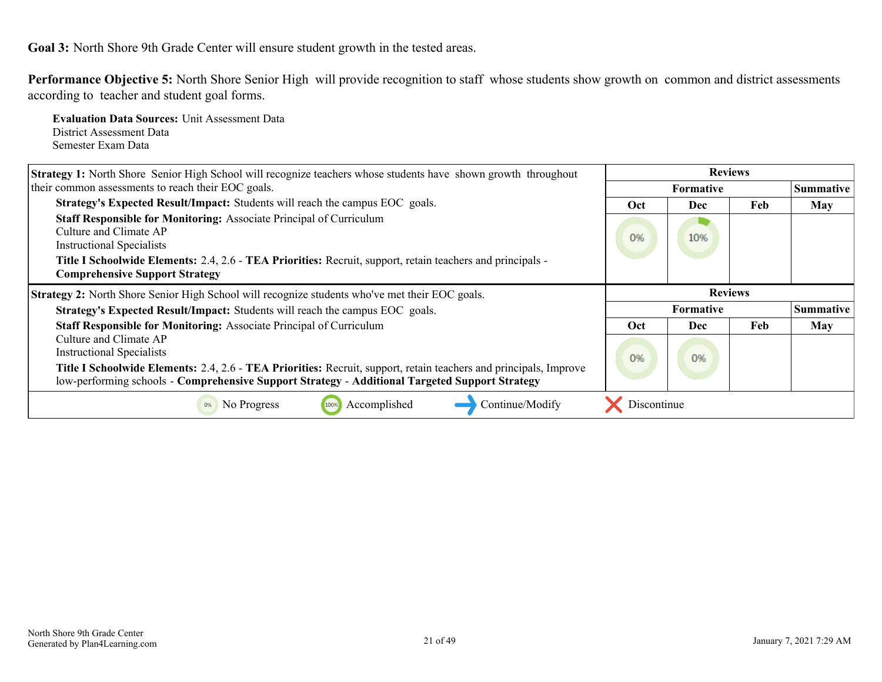**Goal 3:** North Shore 9th Grade Center will ensure student growth in the tested areas.

**Performance Objective 5:** North Shore Senior High will provide recognition to staff whose students show growth on common and district assessments according to teacher and student goal forms.

**Evaluation Data Sources:** Unit Assessment Data
District Assessment Data
Semester Exam Data

| Strategy 1 | Reviews | | | |
|---|---|---|---|---|
| | Formative | | | Summative |
| **Strategy 1:** North Shore Senior High School will recognize teachers whose students have shown growth throughout their common assessments to reach their EOC goals.<br>**Strategy's Expected Result/Impact:** Students will reach the campus EOC goals.<br>**Staff Responsible for Monitoring:** Associate Principal of Curriculum<br>Culture and Climate AP<br>Instructional Specialists<br>**Title I Schoolwide Elements:** 2.4, 2.6 - **TEA Priorities:** Recruit, support, retain teachers and principals - **Comprehensive Support Strategy** | Oct | Dec | Feb | May |
| | 0% | 10% | | |

| Strategy 2 | Reviews | | | |
|---|---|---|---|---|
| | Formative | | | Summative |
| **Strategy 2:** North Shore Senior High School will recognize students who've met their EOC goals.<br>**Strategy's Expected Result/Impact:** Students will reach the campus EOC goals.<br>**Staff Responsible for Monitoring:** Associate Principal of Curriculum<br>Culture and Climate AP<br>Instructional Specialists<br>**Title I Schoolwide Elements:** 2.4, 2.6 - **TEA Priorities:** Recruit, support, retain teachers and principals, Improve low-performing schools - **Comprehensive Support Strategy** - **Additional Targeted Support Strategy** | Oct | Dec | Feb | May |
| | 0% | 0% | | |

0% No Progress | 100% Accomplished | → Continue/Modify | ✗ Discontinue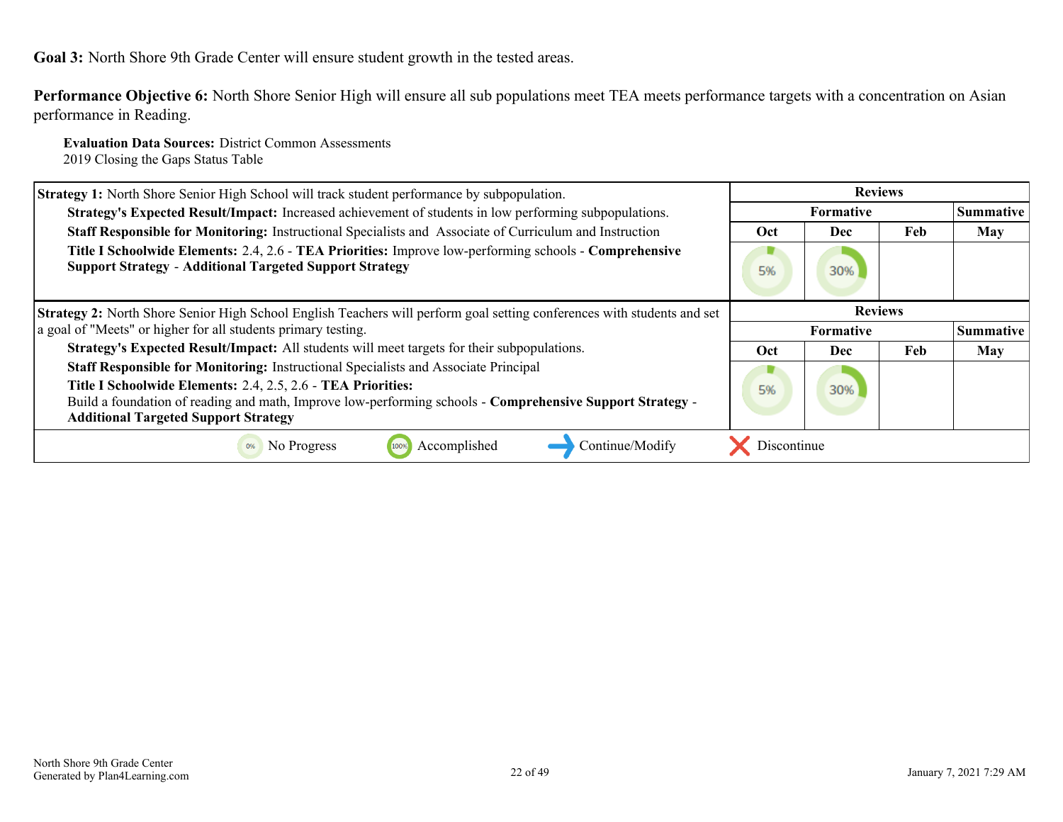**Goal 3:** North Shore 9th Grade Center will ensure student growth in the tested areas.

**Performance Objective 6:** North Shore Senior High will ensure all sub populations meet TEA meets performance targets with a concentration on Asian performance in Reading.

**Evaluation Data Sources:** District Common Assessments
2019 Closing the Gaps Status Table

| Strategy 1 | Reviews | | | |
|---|---|---|---|---|
| | Formative | | | Summative |
| | Oct | Dec | Feb | May |
| **Strategy 1:** North Shore Senior High School will track student performance by subpopulation.<br>**Strategy's Expected Result/Impact:** Increased achievement of students in low performing subpopulations.<br>**Staff Responsible for Monitoring:** Instructional Specialists and Associate of Curriculum and Instruction<br>**Title I Schoolwide Elements:** 2.4, 2.6 - **TEA Priorities:** Improve low-performing schools - **Comprehensive Support Strategy** - **Additional Targeted Support Strategy** | 5% | 30% | | |

| Strategy 2 | Reviews | | | |
|---|---|---|---|---|
| | Formative | | | Summative |
| | Oct | Dec | Feb | May |
| **Strategy 2:** North Shore Senior High School English Teachers will perform goal setting conferences with students and set a goal of "Meets" or higher for all students primary testing.<br>**Strategy's Expected Result/Impact:** All students will meet targets for their subpopulations.<br>**Staff Responsible for Monitoring:** Instructional Specialists and Associate Principal<br>**Title I Schoolwide Elements:** 2.4, 2.5, 2.6 - **TEA Priorities:** Build a foundation of reading and math, Improve low-performing schools - **Comprehensive Support Strategy** - **Additional Targeted Support Strategy** | 5% | 30% | | |

0% No Progress | 100% Accomplished | → Continue/Modify | ✗ Discontinue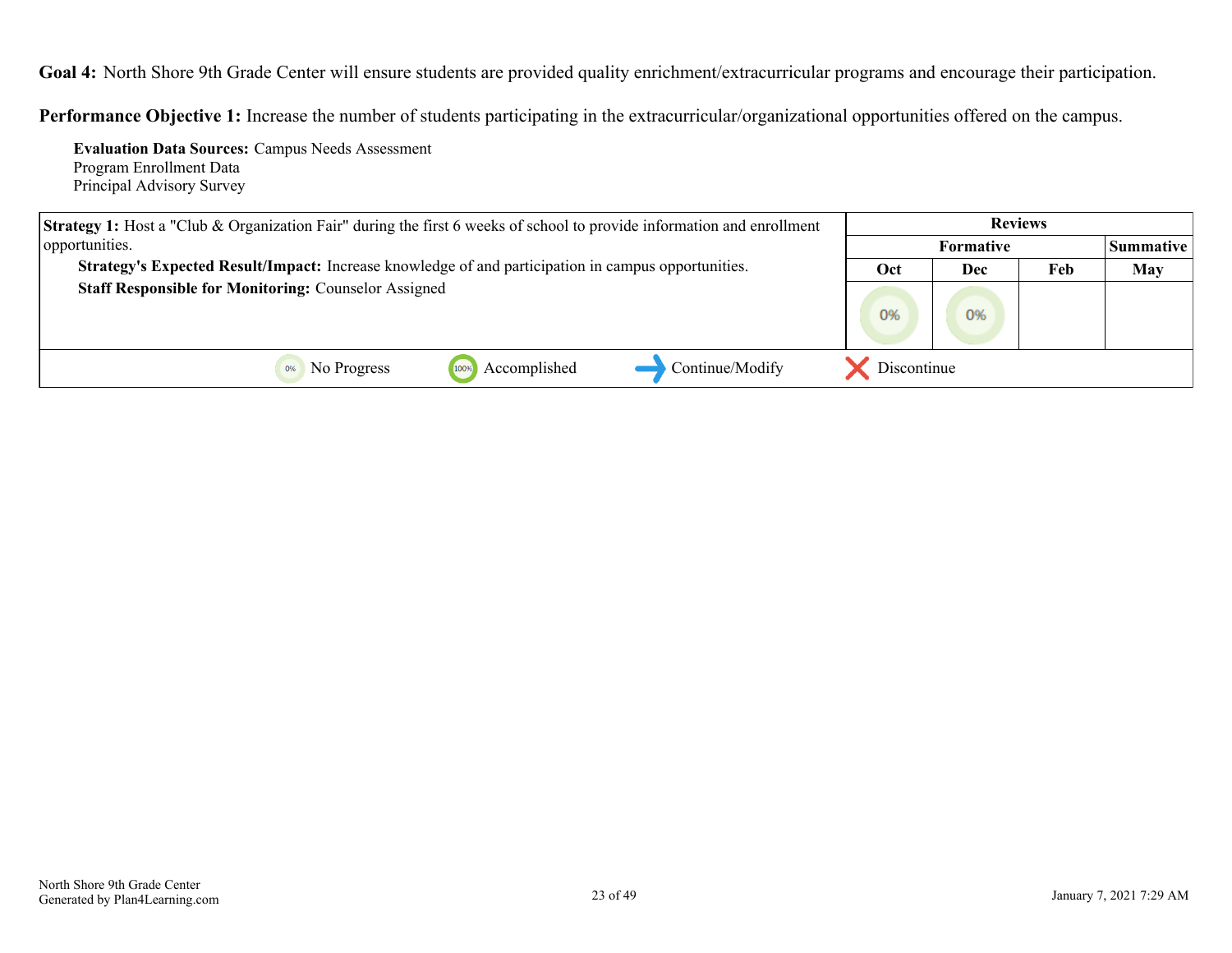**Goal 4:** North Shore 9th Grade Center will ensure students are provided quality enrichment/extracurricular programs and encourage their participation.

**Performance Objective 1:** Increase the number of students participating in the extracurricular/organizational opportunities offered on the campus.

**Evaluation Data Sources:** Campus Needs Assessment
Program Enrollment Data
Principal Advisory Survey

| Strategy 1 | Reviews | | | |
|---|---|---|---|---|
| | Formative | | | Summative |
| | Oct | Dec | Feb | May |
| **Strategy 1:** Host a "Club & Organization Fair" during the first 6 weeks of school to provide information and enrollment opportunities. **Strategy's Expected Result/Impact:** Increase knowledge of and participation in campus opportunities. **Staff Responsible for Monitoring:** Counselor Assigned | 0% | 0% | | |

0% No Progress | 100% Accomplished | Continue/Modify | Discontinue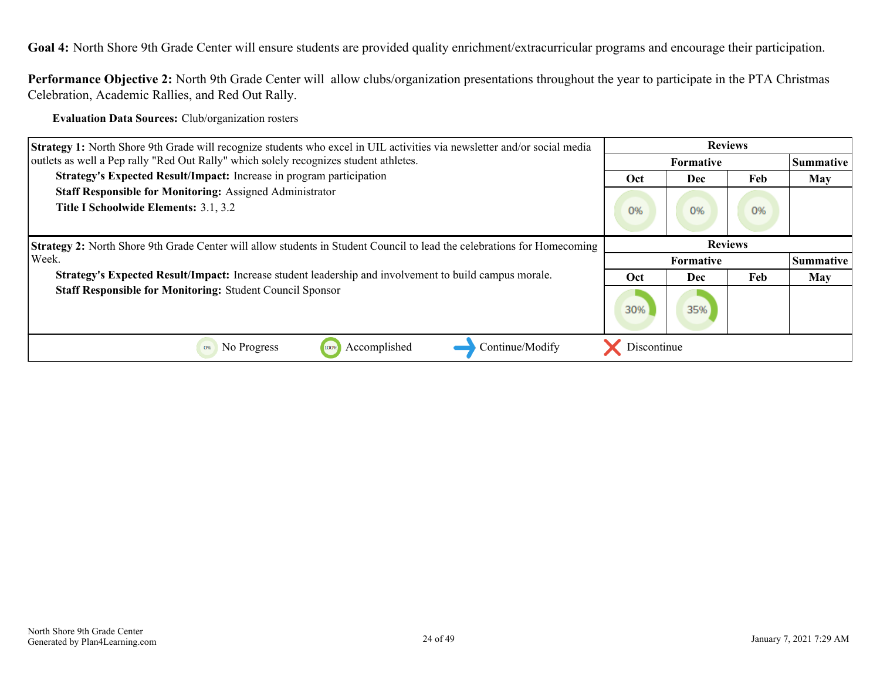**Goal 4:** North Shore 9th Grade Center will ensure students are provided quality enrichment/extracurricular programs and encourage their participation.

**Performance Objective 2:** North 9th Grade Center will allow clubs/organization presentations throughout the year to participate in the PTA Christmas Celebration, Academic Rallies, and Red Out Rally.

**Evaluation Data Sources:** Club/organization rosters

| Strategy 1 | Reviews | | | |
|---|---|---|---|---|
| | Formative | | | Summative |
| | Oct | Dec | Feb | May |
| **Strategy 1:** North Shore 9th Grade will recognize students who excel in UIL activities via newsletter and/or social media outlets as well a Pep rally "Red Out Rally" which solely recognizes student athletes.<br>**Strategy's Expected Result/Impact:** Increase in program participation<br>**Staff Responsible for Monitoring:** Assigned Administrator<br>**Title I Schoolwide Elements:** 3.1, 3.2 | 0% | 0% | 0% | |

| Strategy 2 | Reviews | | | |
|---|---|---|---|---|
| | Formative | | | Summative |
| | Oct | Dec | Feb | May |
| **Strategy 2:** North Shore 9th Grade Center will allow students in Student Council to lead the celebrations for Homecoming Week.<br>**Strategy's Expected Result/Impact:** Increase student leadership and involvement to build campus morale.<br>**Staff Responsible for Monitoring:** Student Council Sponsor | 30% | 35% | | |

0% No Progress | 100% Accomplished | Continue/Modify | Discontinue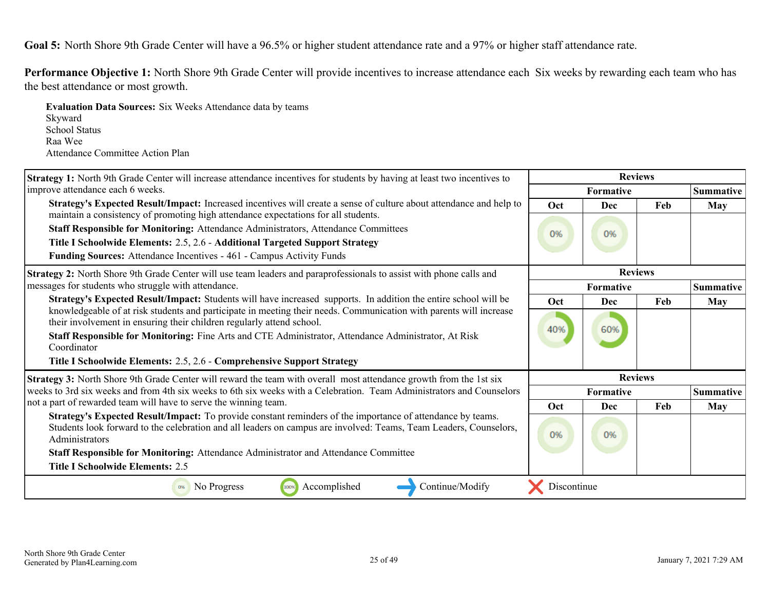**Goal 5:** North Shore 9th Grade Center will have a 96.5% or higher student attendance rate and a 97% or higher staff attendance rate.

**Performance Objective 1:** North Shore 9th Grade Center will provide incentives to increase attendance each Six weeks by rewarding each team who has the best attendance or most growth.

**Evaluation Data Sources:** Six Weeks Attendance data by teams
Skyward
School Status
Raa Wee
Attendance Committee Action Plan

| Strategy 1 | Reviews | | | |
|---|---|---|---|---|
| **Strategy 1:** North 9th Grade Center will increase attendance incentives for students by having at least two incentives to improve attendance each 6 weeks. | Formative | | | Summative |
| **Strategy's Expected Result/Impact:** Increased incentives will create a sense of culture about attendance and help to maintain a consistency of promoting high attendance expectations for all students.<br>**Staff Responsible for Monitoring:** Attendance Administrators, Attendance Committees<br>**Title I Schoolwide Elements:** 2.5, 2.6 - **Additional Targeted Support Strategy**<br>**Funding Sources:** Attendance Incentives - 461 - Campus Activity Funds | Oct | Dec | Feb | May |
| | 0% | 0% | | |

| Strategy 2 | Reviews | | | |
|---|---|---|---|---|
| **Strategy 2:** North Shore 9th Grade Center will use team leaders and paraprofessionals to assist with phone calls and messages for students who struggle with attendance. | Formative | | | Summative |
| **Strategy's Expected Result/Impact:** Students will have increased supports. In addition the entire school will be knowledgeable of at risk students and participate in meeting their needs. Communication with parents will increase their involvement in ensuring their children regularly attend school.<br>**Staff Responsible for Monitoring:** Fine Arts and CTE Administrator, Attendance Administrator, At Risk Coordinator<br>**Title I Schoolwide Elements:** 2.5, 2.6 - **Comprehensive Support Strategy** | Oct | Dec | Feb | May |
| | 40% | 60% | | |

| Strategy 3 | Reviews | | | |
|---|---|---|---|---|
| **Strategy 3:** North Shore 9th Grade Center will reward the team with overall most attendance growth from the 1st six weeks to 3rd six weeks and from 4th six weeks to 6th six weeks with a Celebration. Team Administrators and Counselors not a part of rewarded team will have to serve the winning team. | Formative | | | Summative |
| **Strategy's Expected Result/Impact:** To provide constant reminders of the importance of attendance by teams. Students look forward to the celebration and all leaders on campus are involved: Teams, Team Leaders, Counselors, Administrators<br>**Staff Responsible for Monitoring:** Attendance Administrator and Attendance Committee<br>**Title I Schoolwide Elements:** 2.5 | Oct | Dec | Feb | May |
| | 0% | 0% | | |

0% No Progress | 100% Accomplished | → Continue/Modify | ✗ Discontinue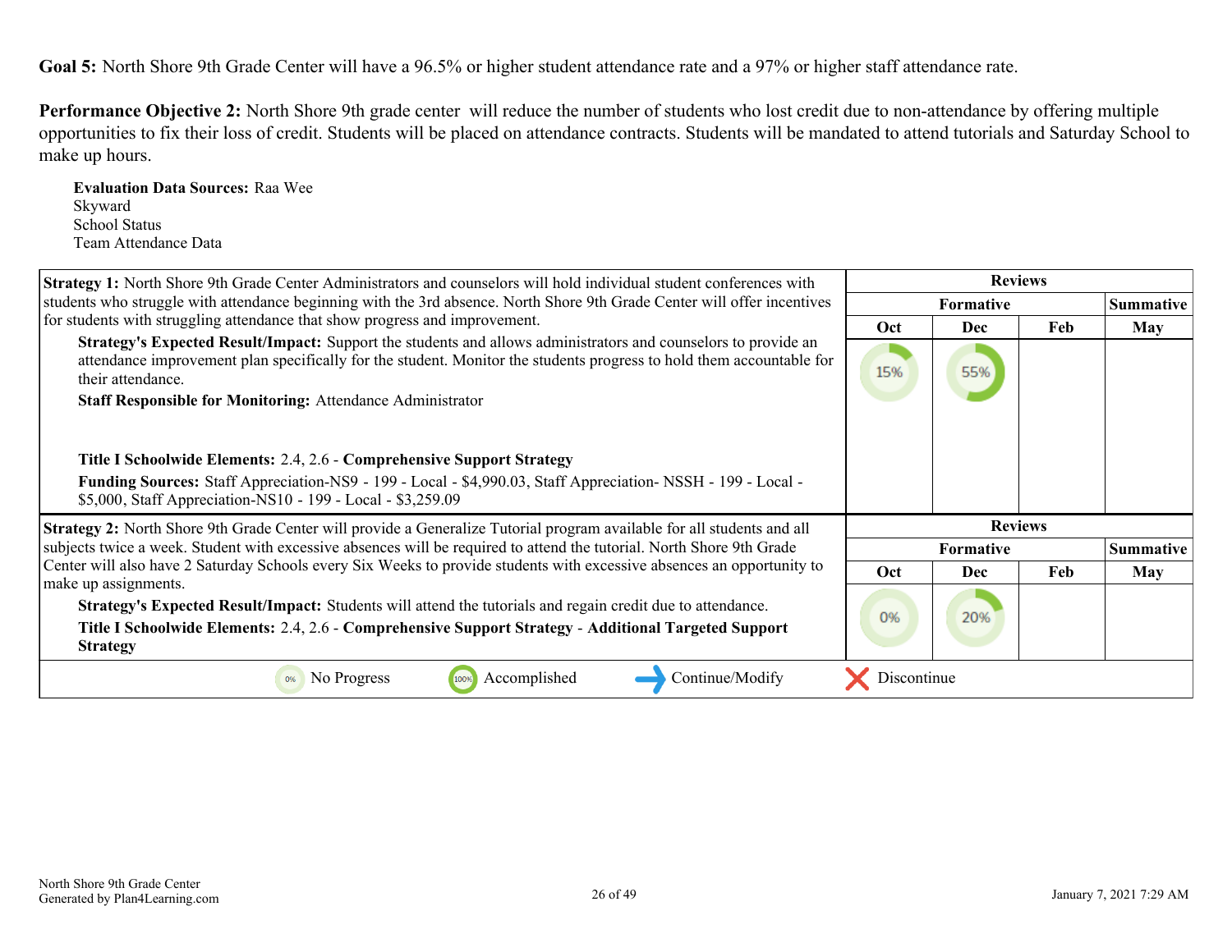**Goal 5:** North Shore 9th Grade Center will have a 96.5% or higher student attendance rate and a 97% or higher staff attendance rate.

**Performance Objective 2:** North Shore 9th grade center will reduce the number of students who lost credit due to non-attendance by offering multiple opportunities to fix their loss of credit. Students will be placed on attendance contracts. Students will be mandated to attend tutorials and Saturday School to make up hours.

**Evaluation Data Sources:** Raa Wee
Skyward
School Status
Team Attendance Data

| Strategy | Reviews | | | |
|---|---|---|---|---|
| | Formative | | | Summative |
| | Oct | Dec | Feb | May |
| **Strategy 1:** North Shore 9th Grade Center Administrators and counselors will hold individual student conferences with students who struggle with attendance beginning with the 3rd absence. North Shore 9th Grade Center will offer incentives for students with struggling attendance that show progress and improvement.<br>**Strategy's Expected Result/Impact:** Support the students and allows administrators and counselors to provide an attendance improvement plan specifically for the student. Monitor the students progress to hold them accountable for their attendance.<br>**Staff Responsible for Monitoring:** Attendance Administrator<br>**Title I Schoolwide Elements:** 2.4, 2.6 - **Comprehensive Support Strategy**<br>**Funding Sources:** Staff Appreciation-NS9 - 199 - Local - $4,990.03, Staff Appreciation- NSSH - 199 - Local - $5,000, Staff Appreciation-NS10 - 199 - Local - $3,259.09 | 15% | 55% | | |
| **Strategy 2:** North Shore 9th Grade Center will provide a Generalize Tutorial program available for all students and all subjects twice a week. Student with excessive absences will be required to attend the tutorial. North Shore 9th Grade Center will also have 2 Saturday Schools every Six Weeks to provide students with excessive absences an opportunity to make up assignments.<br>**Strategy's Expected Result/Impact:** Students will attend the tutorials and regain credit due to attendance.<br>**Title I Schoolwide Elements:** 2.4, 2.6 - **Comprehensive Support Strategy** - **Additional Targeted Support Strategy** | 0% | 20% | | |

0% No Progress | 100% Accomplished | Continue/Modify | Discontinue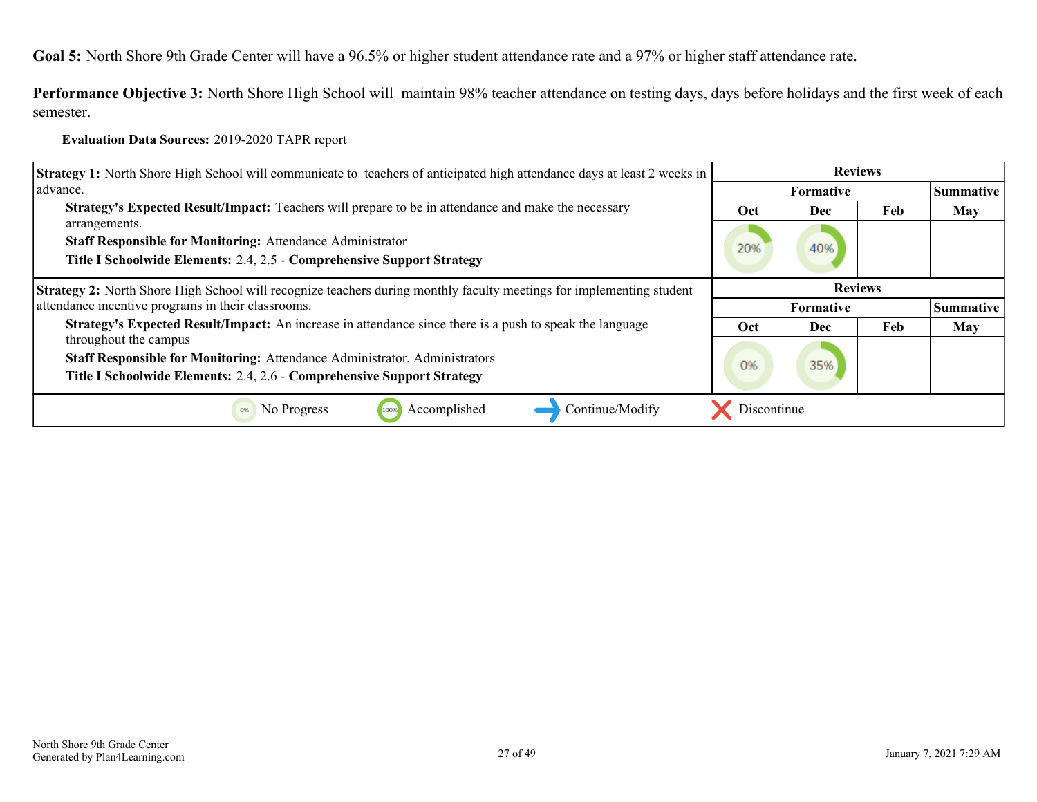**Goal 5:** North Shore 9th Grade Center will have a 96.5% or higher student attendance rate and a 97% or higher staff attendance rate.

**Performance Objective 3:** North Shore High School will maintain 98% teacher attendance on testing days, days before holidays and the first week of each semester.

**Evaluation Data Sources:** 2019-2020 TAPR report

| Strategy 1 | Reviews | | | |
|---|---|---|---|---|
| **Strategy 1:** North Shore High School will communicate to teachers of anticipated high attendance days at least 2 weeks in advance. | Formative | | | Summative |
| **Strategy's Expected Result/Impact:** Teachers will prepare to be in attendance and make the necessary arrangements. | Oct | Dec | Feb | May |
| **Staff Responsible for Monitoring:** Attendance Administrator<br>**Title I Schoolwide Elements:** 2.4, 2.5 - **Comprehensive Support Strategy** | 20% | 40% | | |

| Strategy 2 | Reviews | | | |
|---|---|---|---|---|
| **Strategy 2:** North Shore High School will recognize teachers during monthly faculty meetings for implementing student attendance incentive programs in their classrooms. | Formative | | | Summative |
| **Strategy's Expected Result/Impact:** An increase in attendance since there is a push to speak the language throughout the campus | Oct | Dec | Feb | May |
| **Staff Responsible for Monitoring:** Attendance Administrator, Administrators<br>**Title I Schoolwide Elements:** 2.4, 2.6 - **Comprehensive Support Strategy** | 0% | 35% | | |

0% No Progress | 100% Accomplished | Continue/Modify | Discontinue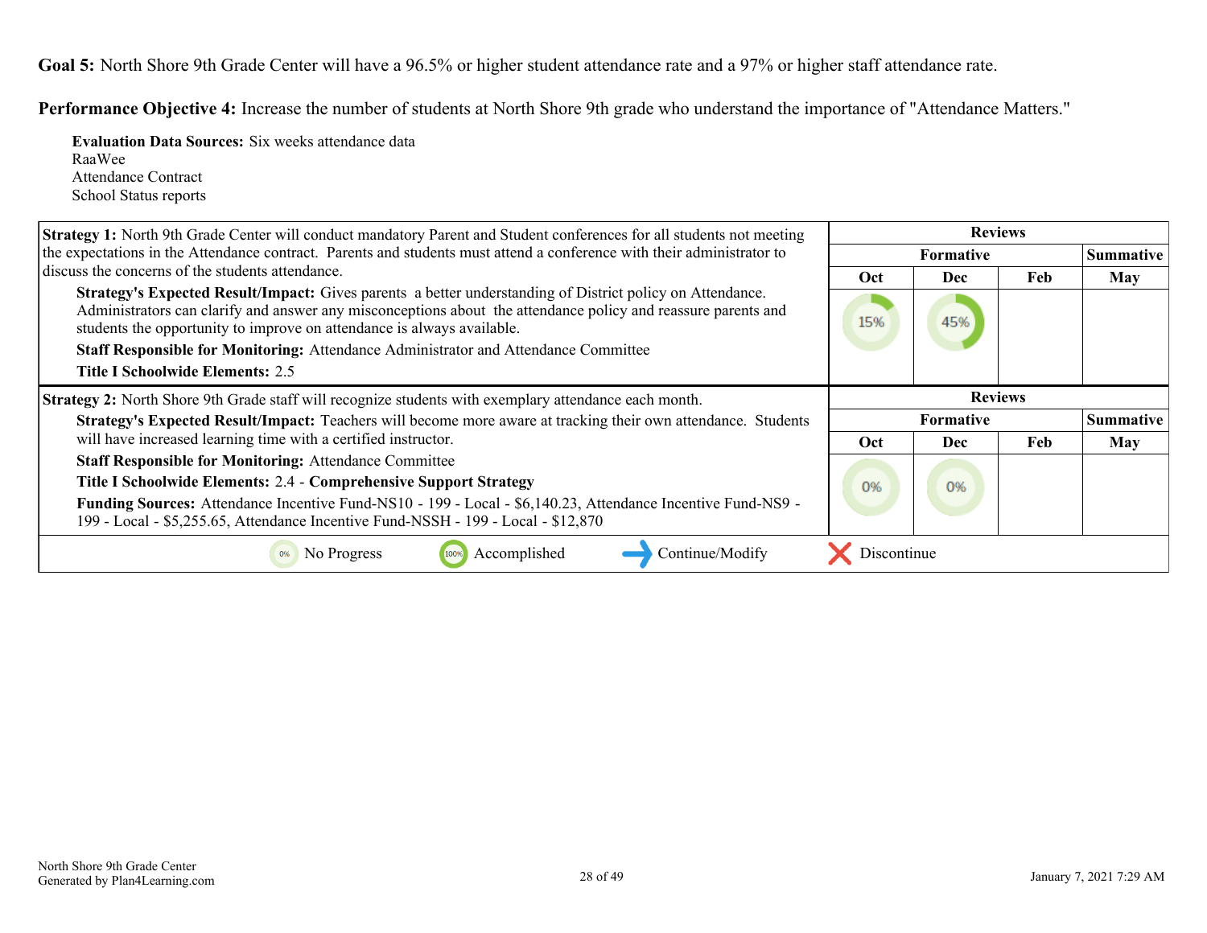**Goal 5:** North Shore 9th Grade Center will have a 96.5% or higher student attendance rate and a 97% or higher staff attendance rate.

**Performance Objective 4:** Increase the number of students at North Shore 9th grade who understand the importance of "Attendance Matters."

**Evaluation Data Sources:** Six weeks attendance data
RaaWee
Attendance Contract
School Status reports

| Strategy 1 | Reviews | | | |
|---|---|---|---|---|
| | Formative | | | Summative |
| | Oct | Dec | Feb | May |
| **Strategy 1:** North 9th Grade Center will conduct mandatory Parent and Student conferences for all students not meeting the expectations in the Attendance contract. Parents and students must attend a conference with their administrator to discuss the concerns of the students attendance.<br>**Strategy's Expected Result/Impact:** Gives parents a better understanding of District policy on Attendance. Administrators can clarify and answer any misconceptions about the attendance policy and reassure parents and students the opportunity to improve on attendance is always available.<br>**Staff Responsible for Monitoring:** Attendance Administrator and Attendance Committee<br>**Title I Schoolwide Elements:** 2.5 | 15% | 45% | | |

| Strategy 2 | Reviews | | | |
|---|---|---|---|---|
| | Formative | | | Summative |
| | Oct | Dec | Feb | May |
| **Strategy 2:** North Shore 9th Grade staff will recognize students with exemplary attendance each month.<br>**Strategy's Expected Result/Impact:** Teachers will become more aware at tracking their own attendance. Students will have increased learning time with a certified instructor.<br>**Staff Responsible for Monitoring:** Attendance Committee<br>**Title I Schoolwide Elements:** 2.4 - **Comprehensive Support Strategy**<br>**Funding Sources:** Attendance Incentive Fund-NS10 - 199 - Local - $6,140.23, Attendance Incentive Fund-NS9 - 199 - Local - $5,255.65, Attendance Incentive Fund-NSSH - 199 - Local - $12,870 | 0% | 0% | | |

0% No Progress | 100% Accomplished | Continue/Modify | Discontinue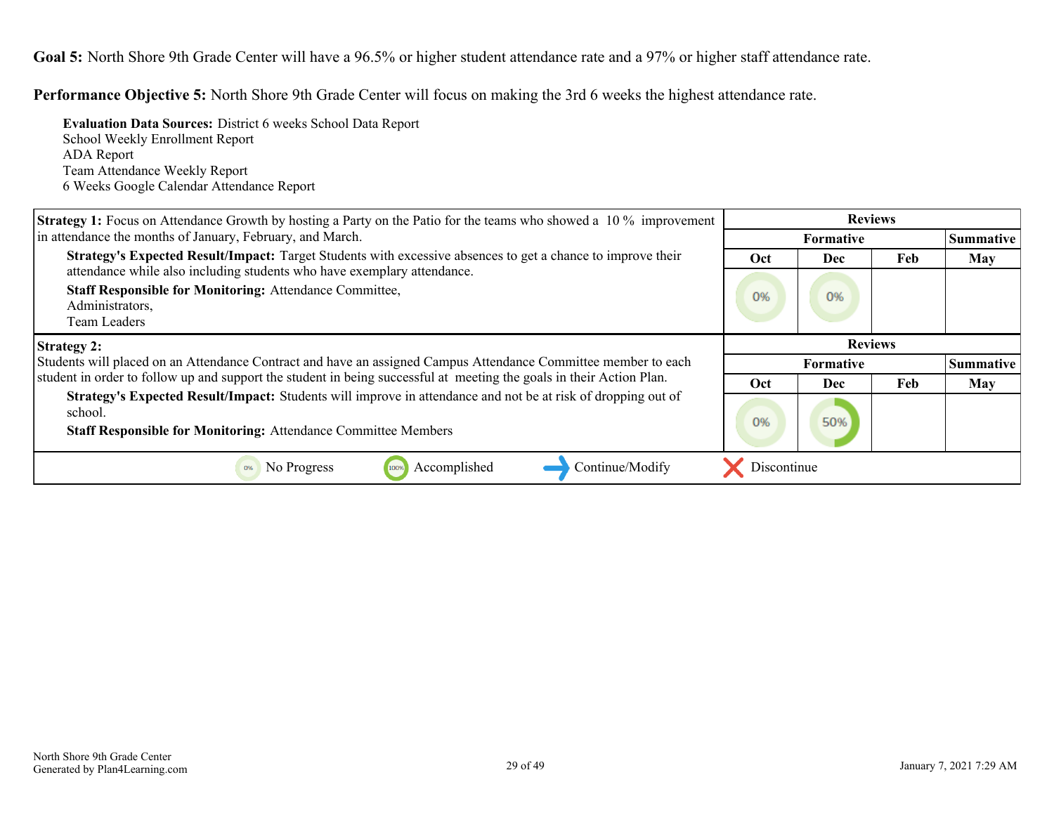**Goal 5:** North Shore 9th Grade Center will have a 96.5% or higher student attendance rate and a 97% or higher staff attendance rate.

**Performance Objective 5:** North Shore 9th Grade Center will focus on making the 3rd 6 weeks the highest attendance rate.

**Evaluation Data Sources:** District 6 weeks School Data Report
School Weekly Enrollment Report
ADA Report
Team Attendance Weekly Report
6 Weeks Google Calendar Attendance Report

| Strategy 1 | Reviews | | | |
|---|---|---|---|---|
| | Formative | | | Summative |
| | Oct | Dec | Feb | May |
| **Strategy 1:** Focus on Attendance Growth by hosting a Party on the Patio for the teams who showed a 10 % improvement in attendance the months of January, February, and March.<br>**Strategy's Expected Result/Impact:** Target Students with excessive absences to get a chance to improve their attendance while also including students who have exemplary attendance.<br>**Staff Responsible for Monitoring:** Attendance Committee, Administrators, Team Leaders | 0% | 0% | | |

| Strategy 2 | Reviews | | | |
|---|---|---|---|---|
| | Formative | | | Summative |
| | Oct | Dec | Feb | May |
| **Strategy 2:** Students will placed on an Attendance Contract and have an assigned Campus Attendance Committee member to each student in order to follow up and support the student in being successful at meeting the goals in their Action Plan.<br>**Strategy's Expected Result/Impact:** Students will improve in attendance and not be at risk of dropping out of school.<br>**Staff Responsible for Monitoring:** Attendance Committee Members | 0% | 50% | | |

0% No Progress | 100% Accomplished | Continue/Modify | Discontinue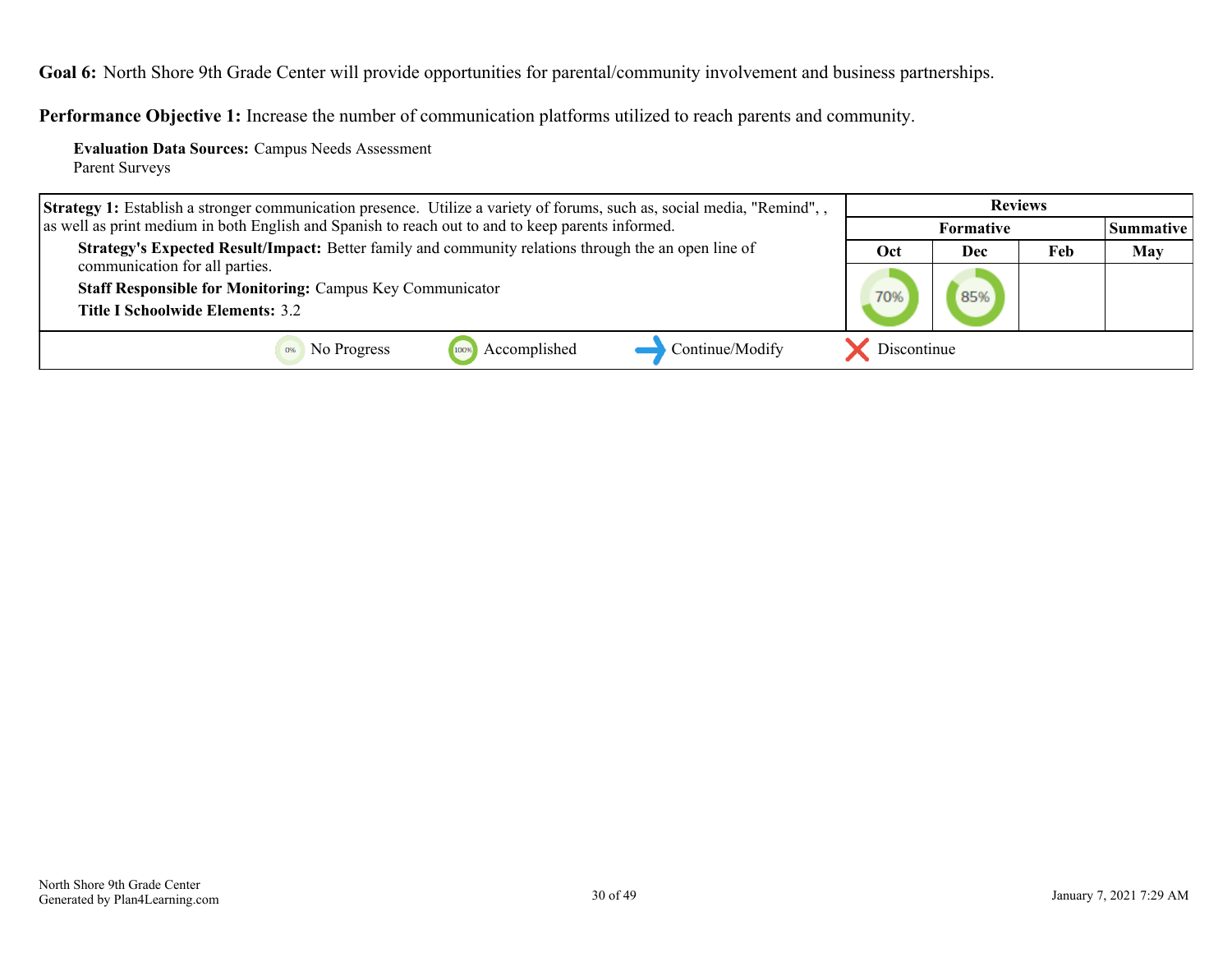**Goal 6:** North Shore 9th Grade Center will provide opportunities for parental/community involvement and business partnerships.

**Performance Objective 1:** Increase the number of communication platforms utilized to reach parents and community.

**Evaluation Data Sources:** Campus Needs Assessment
Parent Surveys

| Strategy 1 | Reviews | | | |
|---|---|---|---|---|
| | Formative | | | Summative |
| | Oct | Dec | Feb | May |
| **Strategy 1:** Establish a stronger communication presence. Utilize a variety of forums, such as, social media, "Remind", , as well as print medium in both English and Spanish to reach out to and to keep parents informed.<br>**Strategy's Expected Result/Impact:** Better family and community relations through the an open line of communication for all parties.<br>**Staff Responsible for Monitoring:** Campus Key Communicator<br>**Title I Schoolwide Elements:** 3.2 | 70% | 85% | | |

0% No Progress | 100% Accomplished | Continue/Modify | Discontinue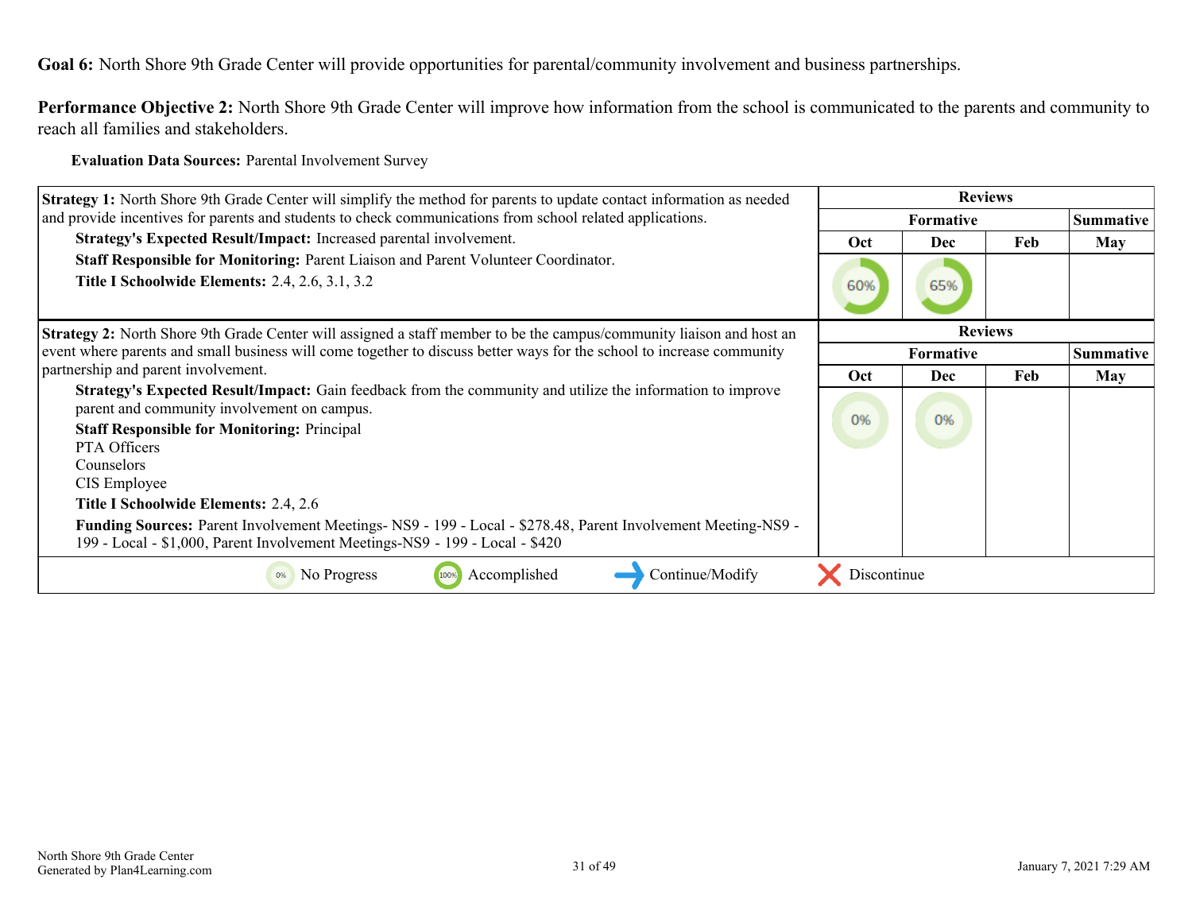**Goal 6:** North Shore 9th Grade Center will provide opportunities for parental/community involvement and business partnerships.

**Performance Objective 2:** North Shore 9th Grade Center will improve how information from the school is communicated to the parents and community to reach all families and stakeholders.

**Evaluation Data Sources:** Parental Involvement Survey

| Strategy 1 | Reviews | | | |
|---|---|---|---|---|
| | Formative | | | Summative |
| | Oct | Dec | Feb | May |
| **Strategy 1:** North Shore 9th Grade Center will simplify the method for parents to update contact information as needed and provide incentives for parents and students to check communications from school related applications. <br> **Strategy's Expected Result/Impact:** Increased parental involvement. <br> **Staff Responsible for Monitoring:** Parent Liaison and Parent Volunteer Coordinator. <br> **Title I Schoolwide Elements:** 2.4, 2.6, 3.1, 3.2 | 60% | 65% | | |

| Strategy 2 | Reviews | | | |
|---|---|---|---|---|
| | Formative | | | Summative |
| | Oct | Dec | Feb | May |
| **Strategy 2:** North Shore 9th Grade Center will assigned a staff member to be the campus/community liaison and host an event where parents and small business will come together to discuss better ways for the school to increase community partnership and parent involvement. <br> **Strategy's Expected Result/Impact:** Gain feedback from the community and utilize the information to improve parent and community involvement on campus. <br> **Staff Responsible for Monitoring:** Principal <br> PTA Officers <br> Counselors <br> CIS Employee <br> **Title I Schoolwide Elements:** 2.4, 2.6 <br> **Funding Sources:** Parent Involvement Meetings- NS9 - 199 - Local - $278.48, Parent Involvement Meeting-NS9 - 199 - Local - $1,000, Parent Involvement Meetings-NS9 - 199 - Local - $420 | 0% | 0% | | |

0% No Progress | 100% Accomplished | → Continue/Modify | ✕ Discontinue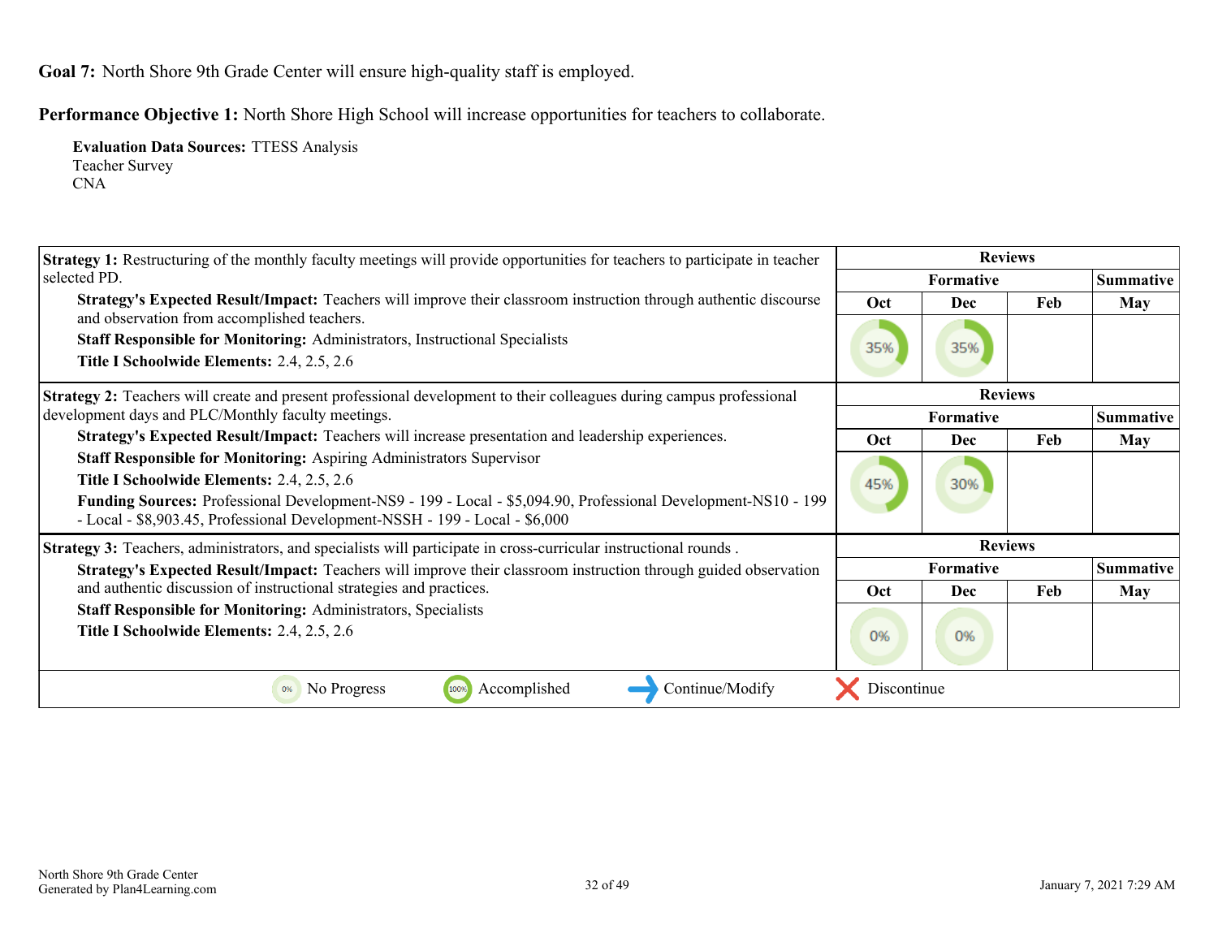**Goal 7:** North Shore 9th Grade Center will ensure high-quality staff is employed.

**Performance Objective 1:** North Shore High School will increase opportunities for teachers to collaborate.

**Evaluation Data Sources:** TTESS Analysis
Teacher Survey
CNA

| Strategy 1 | Reviews | | | |
|---|---|---|---|---|
| **Strategy 1:** Restructuring of the monthly faculty meetings will provide opportunities for teachers to participate in teacher selected PD. | Formative | | | Summative |
| **Strategy's Expected Result/Impact:** Teachers will improve their classroom instruction through authentic discourse and observation from accomplished teachers. | Oct | Dec | Feb | May |
| **Staff Responsible for Monitoring:** Administrators, Instructional Specialists<br>**Title I Schoolwide Elements:** 2.4, 2.5, 2.6 | 35% | 35% | | |

| Strategy 2 | Reviews | | | |
|---|---|---|---|---|
| **Strategy 2:** Teachers will create and present professional development to their colleagues during campus professional development days and PLC/Monthly faculty meetings. | Formative | | | Summative |
| **Strategy's Expected Result/Impact:** Teachers will increase presentation and leadership experiences. | Oct | Dec | Feb | May |
| **Staff Responsible for Monitoring:** Aspiring Administrators Supervisor<br>**Title I Schoolwide Elements:** 2.4, 2.5, 2.6<br>**Funding Sources:** Professional Development-NS9 - 199 - Local - $5,094.90, Professional Development-NS10 - 199 - Local - $8,903.45, Professional Development-NSSH - 199 - Local - $6,000 | 45% | 30% | | |

| Strategy 3 | Reviews | | | |
|---|---|---|---|---|
| **Strategy 3:** Teachers, administrators, and specialists will participate in cross-curricular instructional rounds . | Formative | | | Summative |
| **Strategy's Expected Result/Impact:** Teachers will improve their classroom instruction through guided observation and authentic discussion of instructional strategies and practices. | Oct | Dec | Feb | May |
| **Staff Responsible for Monitoring:** Administrators, Specialists<br>**Title I Schoolwide Elements:** 2.4, 2.5, 2.6 | 0% | 0% | | |

0% No Progress | 100% Accomplished | → Continue/Modify | ✕ Discontinue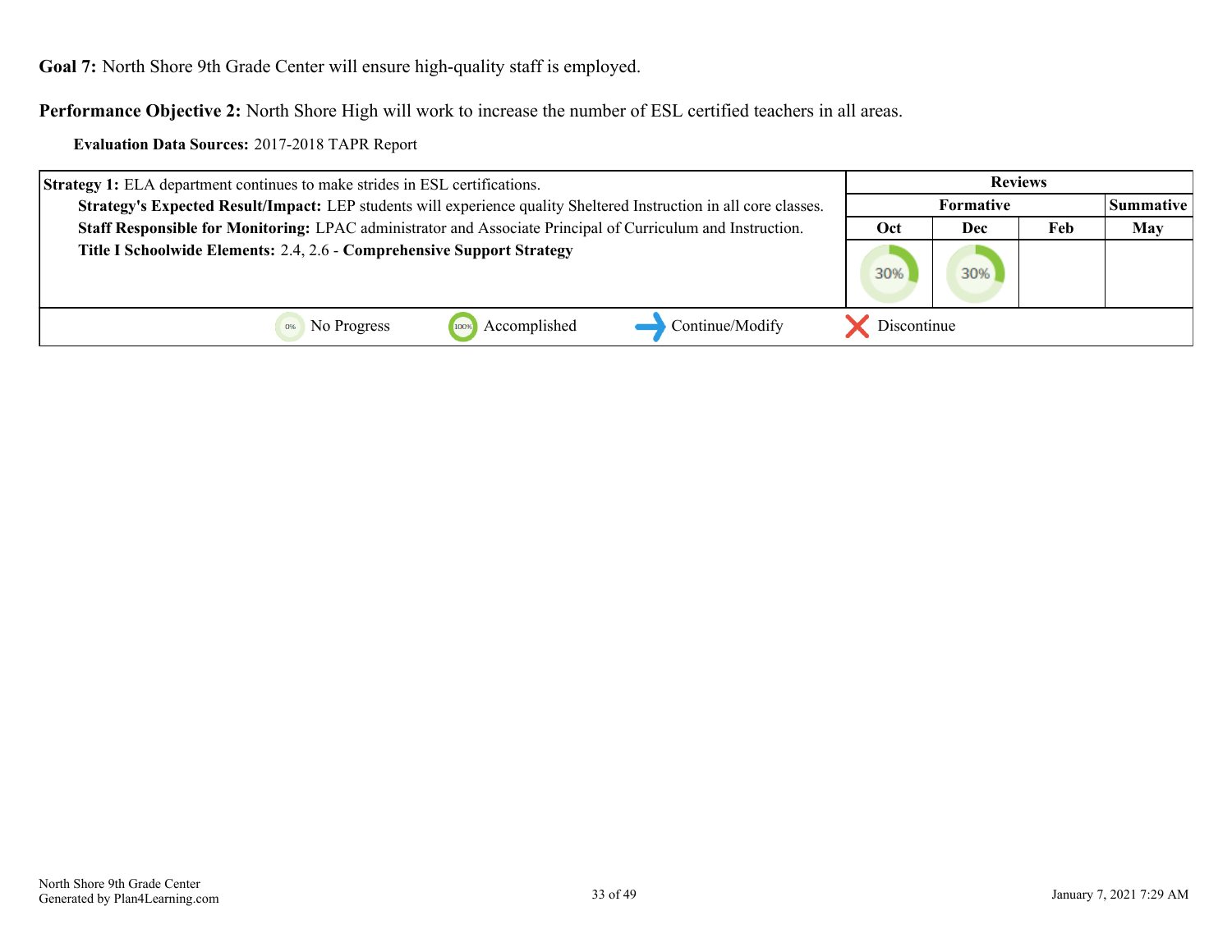**Goal 7:** North Shore 9th Grade Center will ensure high-quality staff is employed.

**Performance Objective 2:** North Shore High will work to increase the number of ESL certified teachers in all areas.

**Evaluation Data Sources:** 2017-2018 TAPR Report

| Strategy 1 | Reviews | | | |
|---|---|---|---|---|
| | Formative | | | Summative |
| | Oct | Dec | Feb | May |
| **Strategy 1:** ELA department continues to make strides in ESL certifications.<br>**Strategy's Expected Result/Impact:** LEP students will experience quality Sheltered Instruction in all core classes.<br>**Staff Responsible for Monitoring:** LPAC administrator and Associate Principal of Curriculum and Instruction.<br>**Title I Schoolwide Elements:** 2.4, 2.6 - **Comprehensive Support Strategy** | 30% | 30% | | |

0% No Progress — 100% Accomplished — Continue/Modify — Discontinue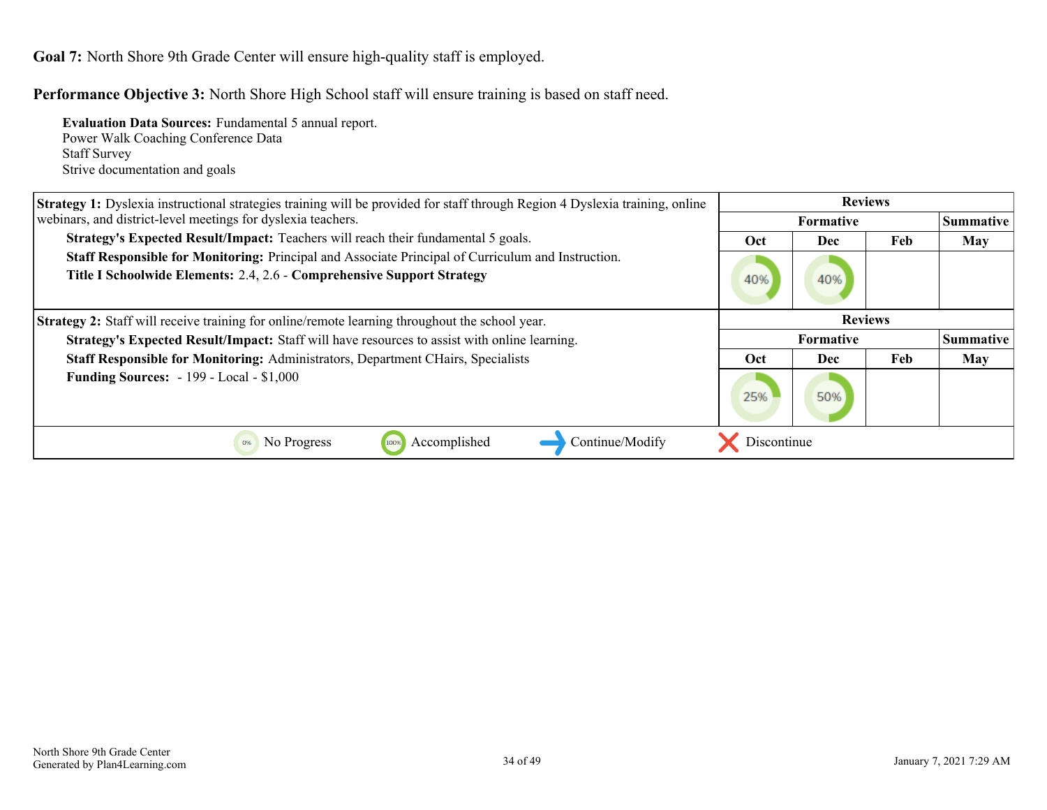**Goal 7:** North Shore 9th Grade Center will ensure high-quality staff is employed.

**Performance Objective 3:** North Shore High School staff will ensure training is based on staff need.

**Evaluation Data Sources:** Fundamental 5 annual report.
Power Walk Coaching Conference Data
Staff Survey
Strive documentation and goals

| Strategy | Reviews | | | |
|---|---|---|---|---|
| | Formative | | | Summative |
| | Oct | Dec | Feb | May |
| **Strategy 1:** Dyslexia instructional strategies training will be provided for staff through Region 4 Dyslexia training, online webinars, and district-level meetings for dyslexia teachers.<br>**Strategy's Expected Result/Impact:** Teachers will reach their fundamental 5 goals.<br>**Staff Responsible for Monitoring:** Principal and Associate Principal of Curriculum and Instruction.<br>**Title I Schoolwide Elements:** 2.4, 2.6 - **Comprehensive Support Strategy** | 40% | 40% | | |
| **Strategy 2:** Staff will receive training for online/remote learning throughout the school year.<br>**Strategy's Expected Result/Impact:** Staff will have resources to assist with online learning.<br>**Staff Responsible for Monitoring:** Administrators, Department CHairs, Specialists<br>**Funding Sources:** - 199 - Local - $1,000 | 25% | 50% | | |

0% No Progress | 100% Accomplished | Continue/Modify | Discontinue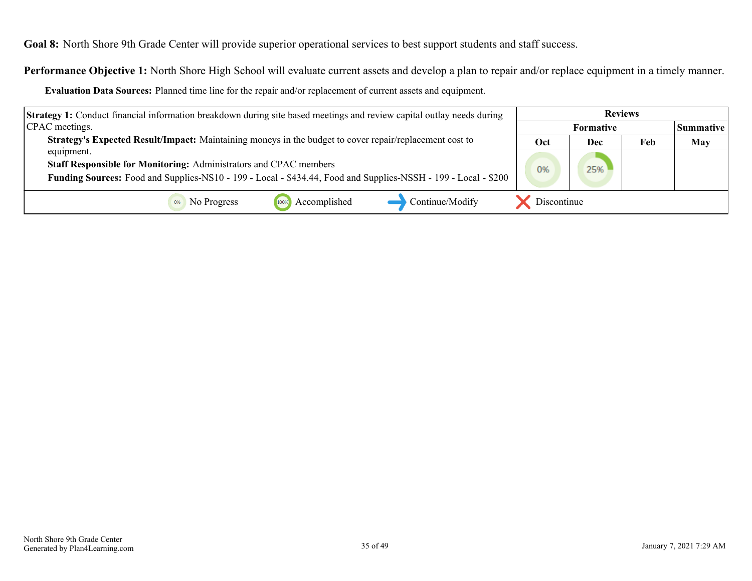**Goal 8:** North Shore 9th Grade Center will provide superior operational services to best support students and staff success.

**Performance Objective 1:** North Shore High School will evaluate current assets and develop a plan to repair and/or replace equipment in a timely manner.

**Evaluation Data Sources:** Planned time line for the repair and/or replacement of current assets and equipment.

| Strategy 1 | Reviews | | | |
|---|---|---|---|---|
| | Formative | | | Summative |
| | Oct | Dec | Feb | May |
| **Strategy 1:** Conduct financial information breakdown during site based meetings and review capital outlay needs during CPAC meetings.<br>**Strategy's Expected Result/Impact:** Maintaining moneys in the budget to cover repair/replacement cost to equipment.<br>**Staff Responsible for Monitoring:** Administrators and CPAC members<br>**Funding Sources:** Food and Supplies-NS10 - 199 - Local - $434.44, Food and Supplies-NSSH - 199 - Local - $200 | 0% | 25% | | |

0% No Progress | 100% Accomplished | Continue/Modify | Discontinue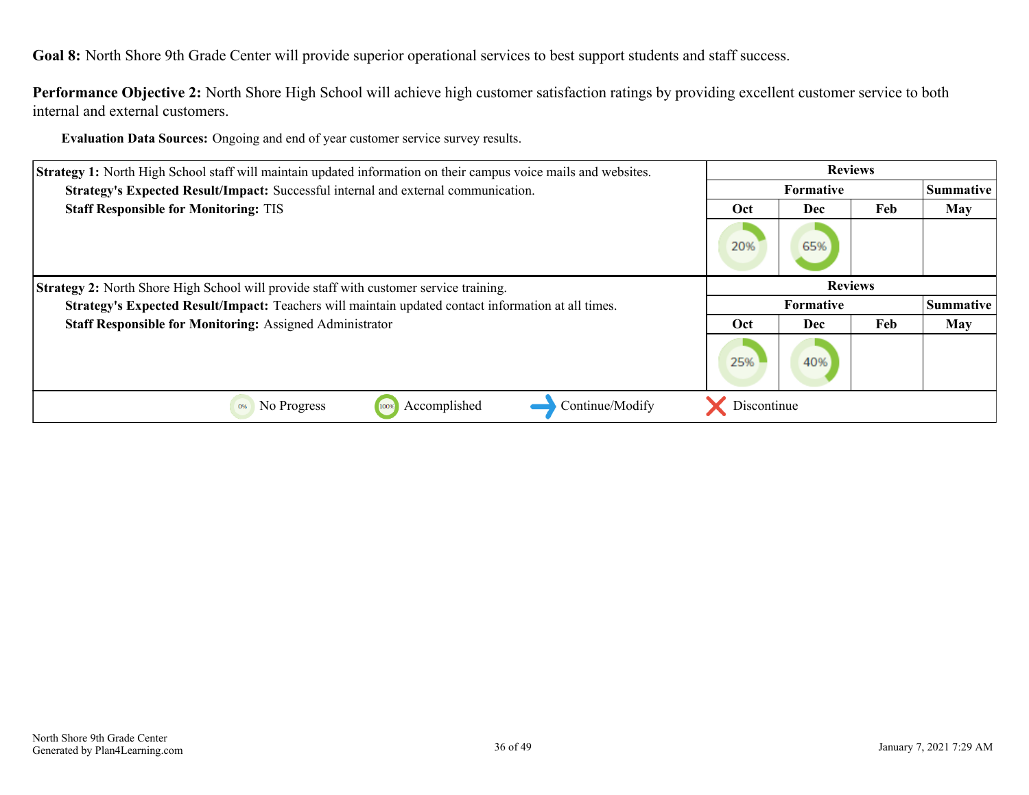**Goal 8:** North Shore 9th Grade Center will provide superior operational services to best support students and staff success.

**Performance Objective 2:** North Shore High School will achieve high customer satisfaction ratings by providing excellent customer service to both internal and external customers.

**Evaluation Data Sources:** Ongoing and end of year customer service survey results.

| Strategy 1: North High School staff will maintain updated information on their campus voice mails and websites. | Reviews | | | |
|---|---|---|---|---|
| **Strategy's Expected Result/Impact:** Successful internal and external communication. | Formative | | | Summative |
| **Staff Responsible for Monitoring:** TIS | Oct | Dec | Feb | May |
| | 20% | 65% | | |

| Strategy 2: North Shore High School will provide staff with customer service training. | Reviews | | | |
|---|---|---|---|---|
| **Strategy's Expected Result/Impact:** Teachers will maintain updated contact information at all times. | Formative | | | Summative |
| **Staff Responsible for Monitoring:** Assigned Administrator | Oct | Dec | Feb | May |
| | 25% | 40% | | |

0% No Progress | 100% Accomplished | → Continue/Modify | ✗ Discontinue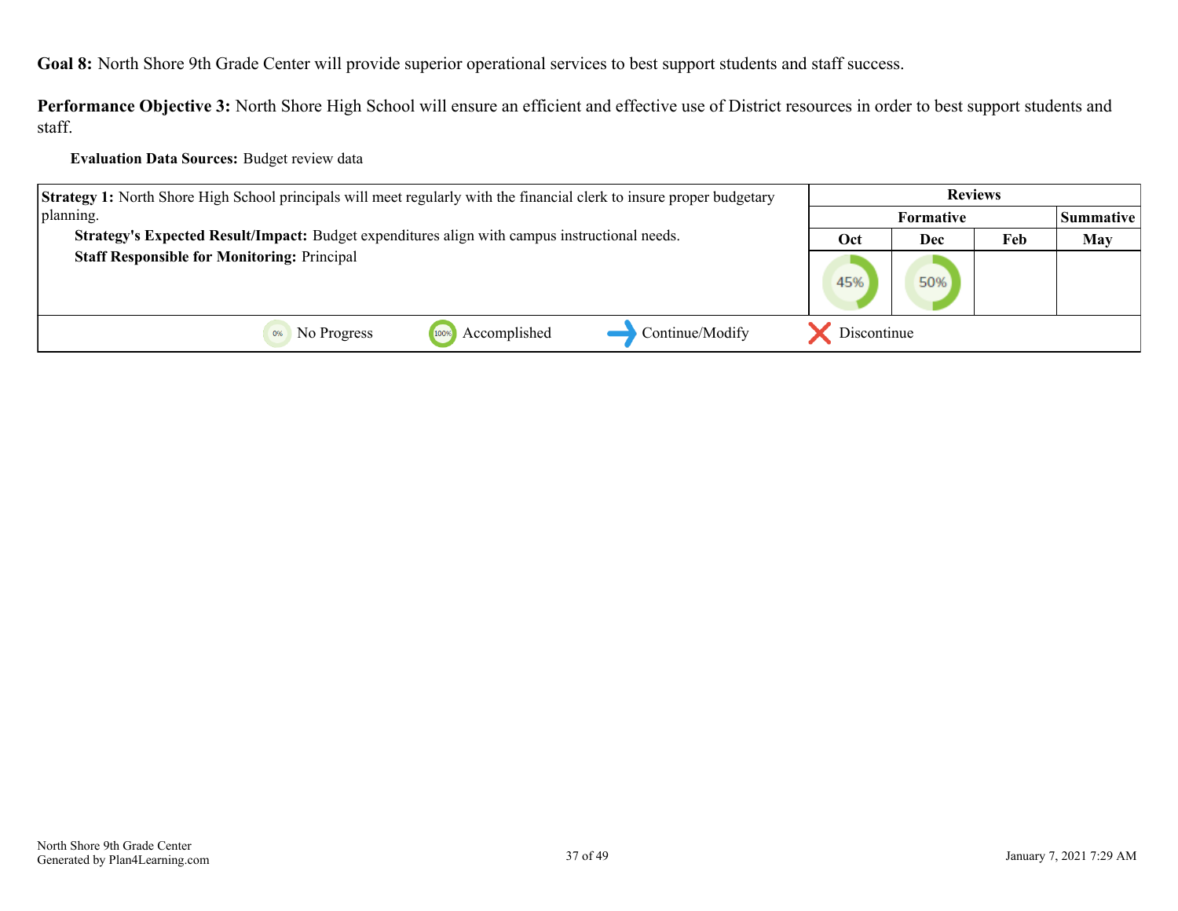**Goal 8:** North Shore 9th Grade Center will provide superior operational services to best support students and staff success.

**Performance Objective 3:** North Shore High School will ensure an efficient and effective use of District resources in order to best support students and staff.

**Evaluation Data Sources:** Budget review data

| Strategy 1 | Reviews | | | |
|---|---|---|---|---|
| | Formative | | | Summative |
| | Oct | Dec | Feb | May |
| **Strategy 1:** North Shore High School principals will meet regularly with the financial clerk to insure proper budgetary planning.<br>**Strategy's Expected Result/Impact:** Budget expenditures align with campus instructional needs.<br>**Staff Responsible for Monitoring:** Principal | 45% | 50% | | |

0% No Progress | 100% Accomplished | Continue/Modify | Discontinue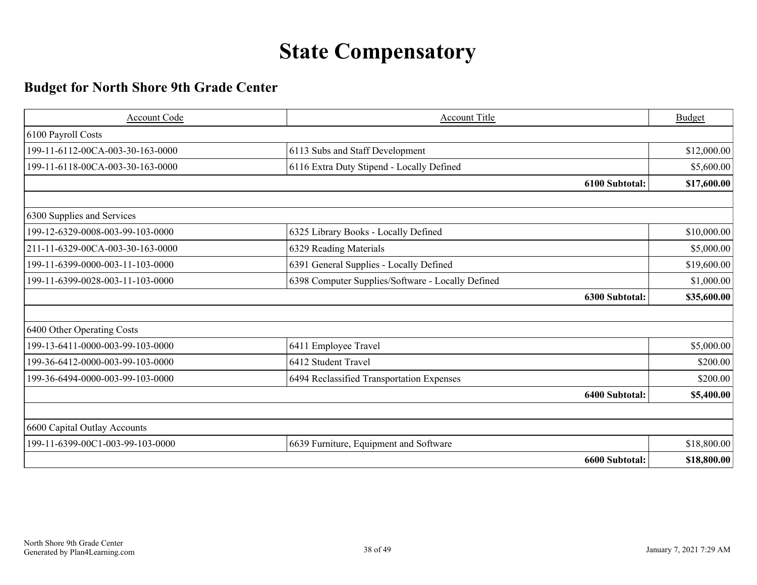# State Compensatory

## Budget for North Shore 9th Grade Center

| Account Code | Account Title | Budget |
|---|---|---|
| 6100 Payroll Costs | | |
| 199-11-6112-00CA-003-30-163-0000 | 6113 Subs and Staff Development | $12,000.00 |
| 199-11-6118-00CA-003-30-163-0000 | 6116 Extra Duty Stipend - Locally Defined | $5,600.00 |
| | **6100 Subtotal:** | **$17,600.00** |
| | | |
| 6300 Supplies and Services | | |
| 199-12-6329-0008-003-99-103-0000 | 6325 Library Books - Locally Defined | $10,000.00 |
| 211-11-6329-00CA-003-30-163-0000 | 6329 Reading Materials | $5,000.00 |
| 199-11-6399-0000-003-11-103-0000 | 6391 General Supplies - Locally Defined | $19,600.00 |
| 199-11-6399-0028-003-11-103-0000 | 6398 Computer Supplies/Software - Locally Defined | $1,000.00 |
| | **6300 Subtotal:** | **$35,600.00** |
| | | |
| 6400 Other Operating Costs | | |
| 199-13-6411-0000-003-99-103-0000 | 6411 Employee Travel | $5,000.00 |
| 199-36-6412-0000-003-99-103-0000 | 6412 Student Travel | $200.00 |
| 199-36-6494-0000-003-99-103-0000 | 6494 Reclassified Transportation Expenses | $200.00 |
| | **6400 Subtotal:** | **$5,400.00** |
| | | |
| 6600 Capital Outlay Accounts | | |
| 199-11-6399-00C1-003-99-103-0000 | 6639 Furniture, Equipment and Software | $18,800.00 |
| | **6600 Subtotal:** | **$18,800.00** |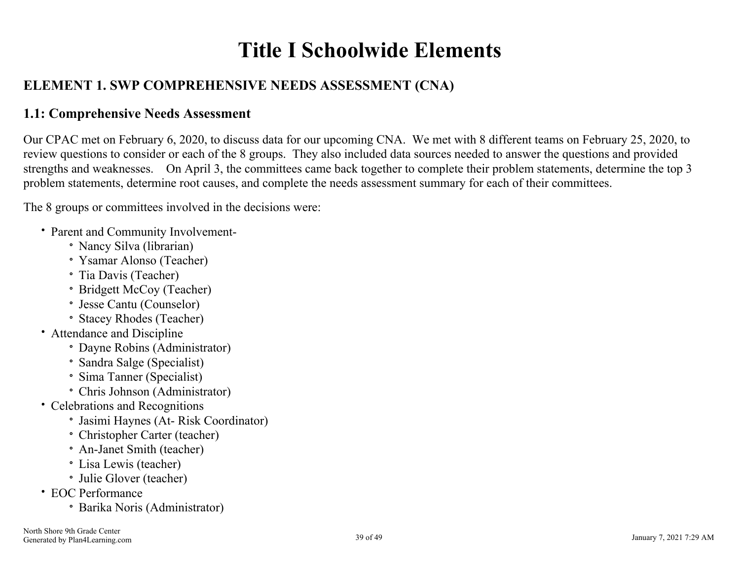# Title I Schoolwide Elements

## ELEMENT 1. SWP COMPREHENSIVE NEEDS ASSESSMENT (CNA)

### 1.1: Comprehensive Needs Assessment

Our CPAC met on February 6, 2020, to discuss data for our upcoming CNA. We met with 8 different teams on February 25, 2020, to review questions to consider or each of the 8 groups. They also included data sources needed to answer the questions and provided strengths and weaknesses. On April 3, the committees came back together to complete their problem statements, determine the top 3 problem statements, determine root causes, and complete the needs assessment summary for each of their committees.

The 8 groups or committees involved in the decisions were:

- Parent and Community Involvement-
  - Nancy Silva (librarian)
  - Ysamar Alonso (Teacher)
  - Tia Davis (Teacher)
  - Bridgett McCoy (Teacher)
  - Jesse Cantu (Counselor)
  - Stacey Rhodes (Teacher)
- Attendance and Discipline
  - Dayne Robins (Administrator)
  - Sandra Salge (Specialist)
  - Sima Tanner (Specialist)
  - Chris Johnson (Administrator)
- Celebrations and Recognitions
  - Jasimi Haynes (At- Risk Coordinator)
  - Christopher Carter (teacher)
  - An-Janet Smith (teacher)
  - Lisa Lewis (teacher)
  - Julie Glover (teacher)
- EOC Performance
  - Barika Noris (Administrator)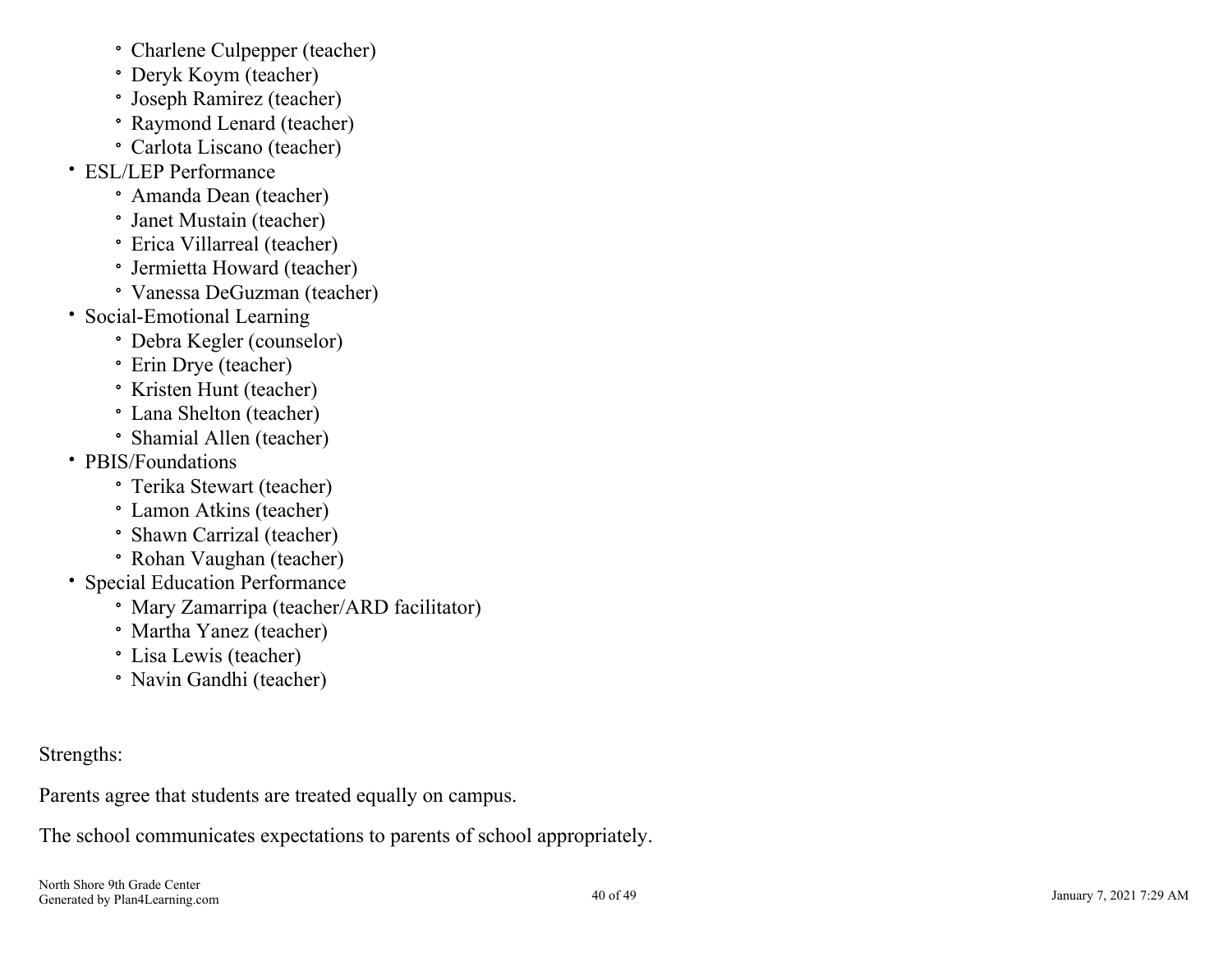- Charlene Culpepper (teacher)
    - Deryk Koym (teacher)
    - Joseph Ramirez (teacher)
    - Raymond Lenard (teacher)
    - Carlota Liscano (teacher)
- ESL/LEP Performance
    - Amanda Dean (teacher)
    - Janet Mustain (teacher)
    - Erica Villarreal (teacher)
    - Jermietta Howard (teacher)
    - Vanessa DeGuzman (teacher)
- Social-Emotional Learning
    - Debra Kegler (counselor)
    - Erin Drye (teacher)
    - Kristen Hunt (teacher)
    - Lana Shelton (teacher)
    - Shamial Allen (teacher)
- PBIS/Foundations
    - Terika Stewart (teacher)
    - Lamon Atkins (teacher)
    - Shawn Carrizal (teacher)
    - Rohan Vaughan (teacher)
- Special Education Performance
    - Mary Zamarripa (teacher/ARD facilitator)
    - Martha Yanez (teacher)
    - Lisa Lewis (teacher)
    - Navin Gandhi (teacher)

Strengths:

Parents agree that students are treated equally on campus.

The school communicates expectations to parents of school appropriately.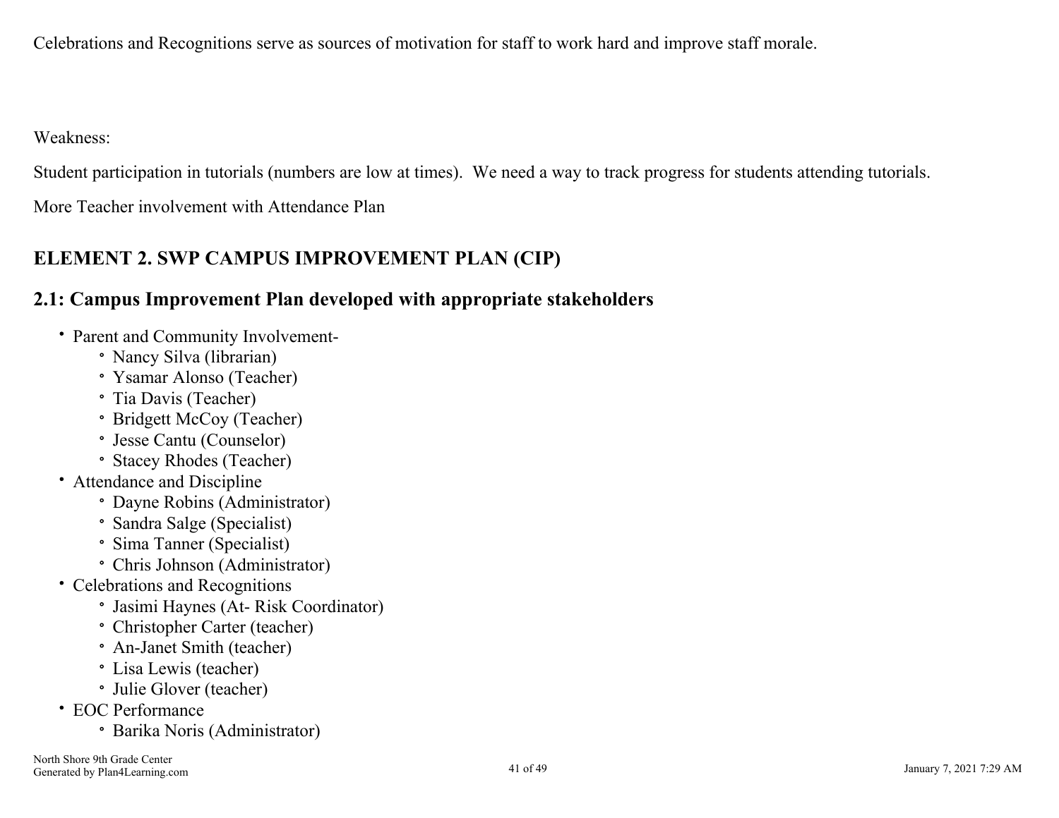Celebrations and Recognitions serve as sources of motivation for staff to work hard and improve staff morale.

Weakness:

Student participation in tutorials (numbers are low at times). We need a way to track progress for students attending tutorials.

More Teacher involvement with Attendance Plan

## ELEMENT 2. SWP CAMPUS IMPROVEMENT PLAN (CIP)

### 2.1: Campus Improvement Plan developed with appropriate stakeholders

- Parent and Community Involvement-
  - Nancy Silva (librarian)
  - Ysamar Alonso (Teacher)
  - Tia Davis (Teacher)
  - Bridgett McCoy (Teacher)
  - Jesse Cantu (Counselor)
  - Stacey Rhodes (Teacher)
- Attendance and Discipline
  - Dayne Robins (Administrator)
  - Sandra Salge (Specialist)
  - Sima Tanner (Specialist)
  - Chris Johnson (Administrator)
- Celebrations and Recognitions
  - Jasimi Haynes (At- Risk Coordinator)
  - Christopher Carter (teacher)
  - An-Janet Smith (teacher)
  - Lisa Lewis (teacher)
  - Julie Glover (teacher)
- EOC Performance
  - Barika Noris (Administrator)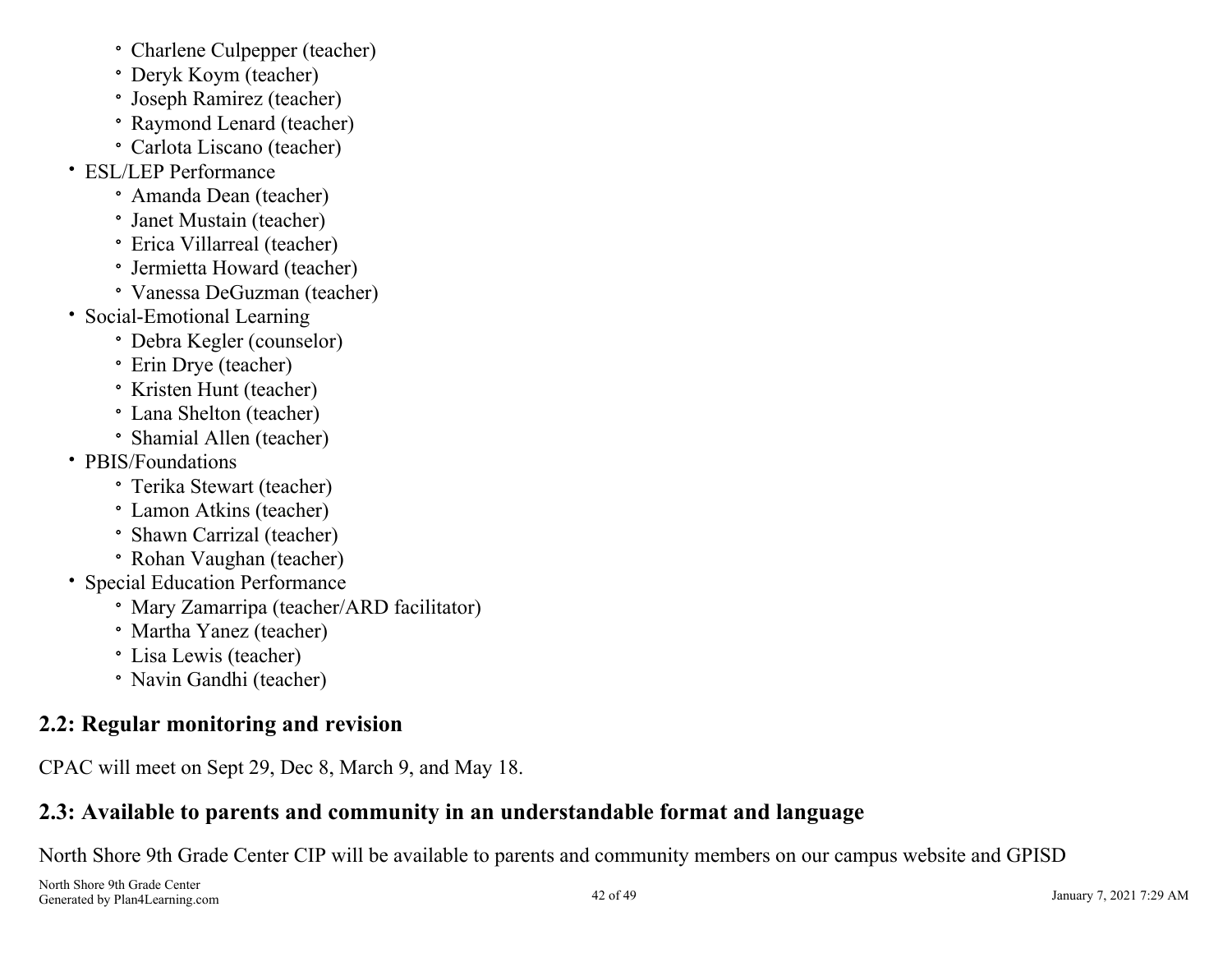- Charlene Culpepper (teacher)
    - Deryk Koym (teacher)
    - Joseph Ramirez (teacher)
    - Raymond Lenard (teacher)
    - Carlota Liscano (teacher)
- ESL/LEP Performance
    - Amanda Dean (teacher)
    - Janet Mustain (teacher)
    - Erica Villarreal (teacher)
    - Jermietta Howard (teacher)
    - Vanessa DeGuzman (teacher)
- Social-Emotional Learning
    - Debra Kegler (counselor)
    - Erin Drye (teacher)
    - Kristen Hunt (teacher)
    - Lana Shelton (teacher)
    - Shamial Allen (teacher)
- PBIS/Foundations
    - Terika Stewart (teacher)
    - Lamon Atkins (teacher)
    - Shawn Carrizal (teacher)
    - Rohan Vaughan (teacher)
- Special Education Performance
    - Mary Zamarripa (teacher/ARD facilitator)
    - Martha Yanez (teacher)
    - Lisa Lewis (teacher)
    - Navin Gandhi (teacher)

## 2.2: Regular monitoring and revision

CPAC will meet on Sept 29, Dec 8, March 9, and May 18.

## 2.3: Available to parents and community in an understandable format and language

North Shore 9th Grade Center CIP will be available to parents and community members on our campus website and GPISD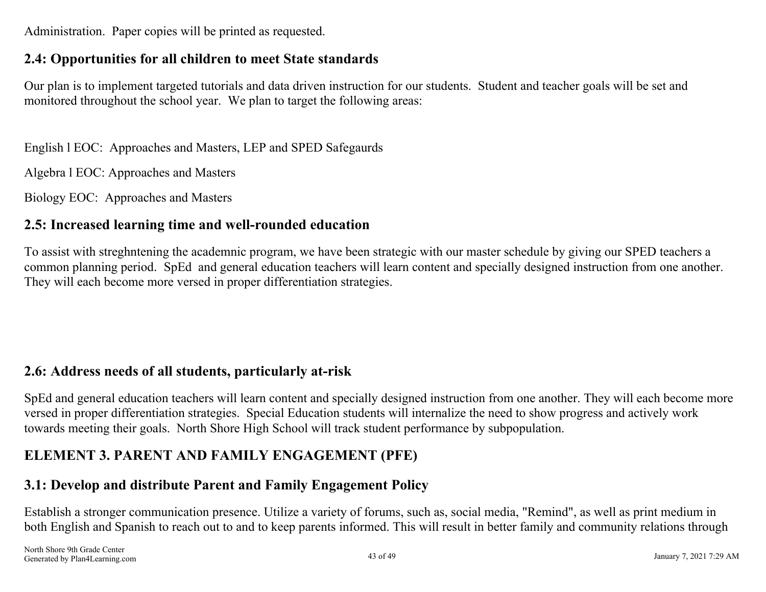Administration.  Paper copies will be printed as requested.

## 2.4: Opportunities for all children to meet State standards

Our plan is to implement targeted tutorials and data driven instruction for our students.  Student and teacher goals will be set and monitored throughout the school year.  We plan to target the following areas:

English l EOC:  Approaches and Masters, LEP and SPED Safegaurds

Algebra l EOC: Approaches and Masters

Biology EOC:  Approaches and Masters

## 2.5: Increased learning time and well-rounded education

To assist with streghntening the academnic program, we have been strategic with our master schedule by giving our SPED teachers a common planning period.  SpEd  and general education teachers will learn content and specially designed instruction from one another. They will each become more versed in proper differentiation strategies.

## 2.6: Address needs of all students, particularly at-risk

SpEd and general education teachers will learn content and specially designed instruction from one another. They will each become more versed in proper differentiation strategies.  Special Education students will internalize the need to show progress and actively work towards meeting their goals.  North Shore High School will track student performance by subpopulation.

# ELEMENT 3. PARENT AND FAMILY ENGAGEMENT (PFE)

## 3.1: Develop and distribute Parent and Family Engagement Policy

Establish a stronger communication presence. Utilize a variety of forums, such as, social media, "Remind", as well as print medium in both English and Spanish to reach out to and to keep parents informed. This will result in better family and community relations through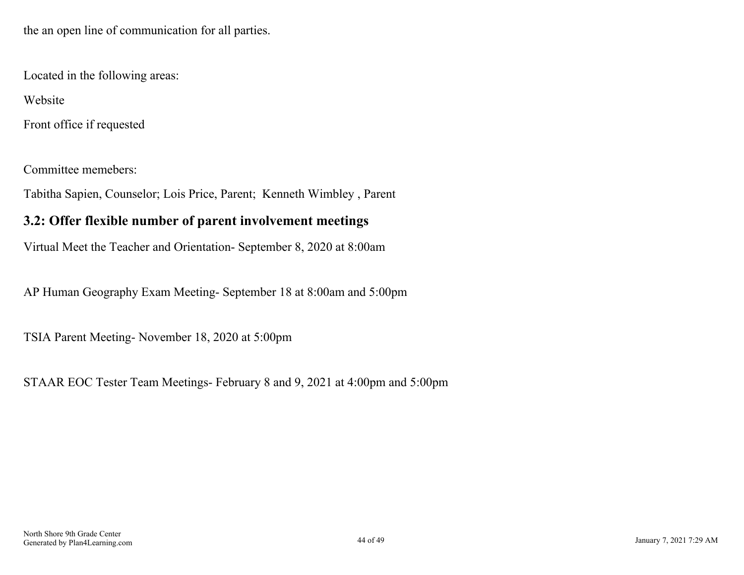the an open line of communication for all parties.

Located in the following areas:

Website

Front office if requested

Committee memebers:

Tabitha Sapien, Counselor; Lois Price, Parent;  Kenneth Wimbley , Parent

## 3.2: Offer flexible number of parent involvement meetings

Virtual Meet the Teacher and Orientation- September 8, 2020 at 8:00am

AP Human Geography Exam Meeting- September 18 at 8:00am and 5:00pm

TSIA Parent Meeting- November 18, 2020 at 5:00pm

STAAR EOC Tester Team Meetings- February 8 and 9, 2021 at 4:00pm and 5:00pm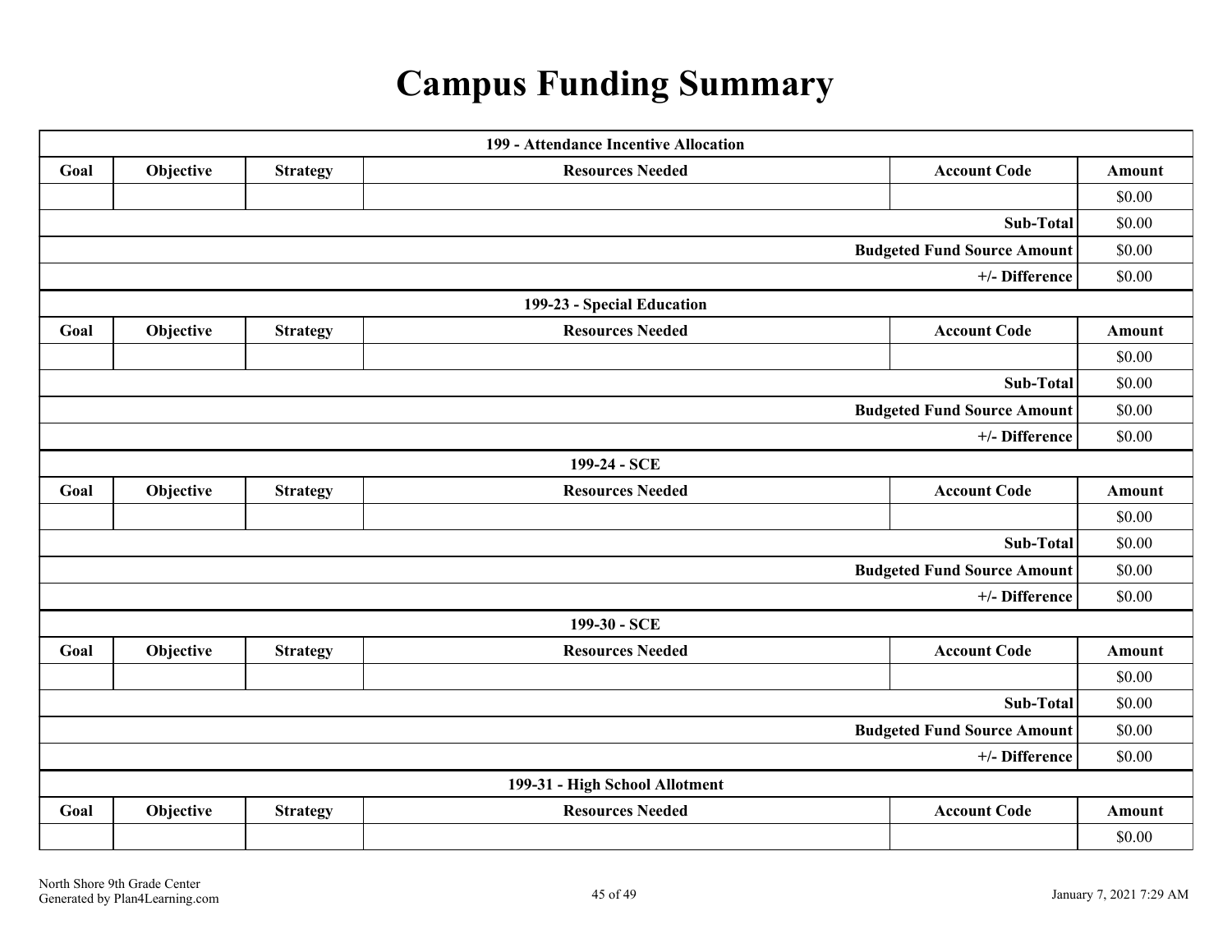# Campus Funding Summary

| 199 - Attendance Incentive Allocation | | | | | |
|---|---|---|---|---|---|
| Goal | Objective | Strategy | Resources Needed | Account Code | Amount |
| | | | | | $0.00 |
| | | | | Sub-Total | $0.00 |
| | | | | Budgeted Fund Source Amount | $0.00 |
| | | | | +/- Difference | $0.00 |

| 199-23 - Special Education | | | | | |
|---|---|---|---|---|---|
| Goal | Objective | Strategy | Resources Needed | Account Code | Amount |
| | | | | | $0.00 |
| | | | | Sub-Total | $0.00 |
| | | | | Budgeted Fund Source Amount | $0.00 |
| | | | | +/- Difference | $0.00 |

| 199-24 - SCE | | | | | |
|---|---|---|---|---|---|
| Goal | Objective | Strategy | Resources Needed | Account Code | Amount |
| | | | | | $0.00 |
| | | | | Sub-Total | $0.00 |
| | | | | Budgeted Fund Source Amount | $0.00 |
| | | | | +/- Difference | $0.00 |

| 199-30 - SCE | | | | | |
|---|---|---|---|---|---|
| Goal | Objective | Strategy | Resources Needed | Account Code | Amount |
| | | | | | $0.00 |
| | | | | Sub-Total | $0.00 |
| | | | | Budgeted Fund Source Amount | $0.00 |
| | | | | +/- Difference | $0.00 |

| 199-31 - High School Allotment | | | | | |
|---|---|---|---|---|---|
| Goal | Objective | Strategy | Resources Needed | Account Code | Amount |
| | | | | | $0.00 |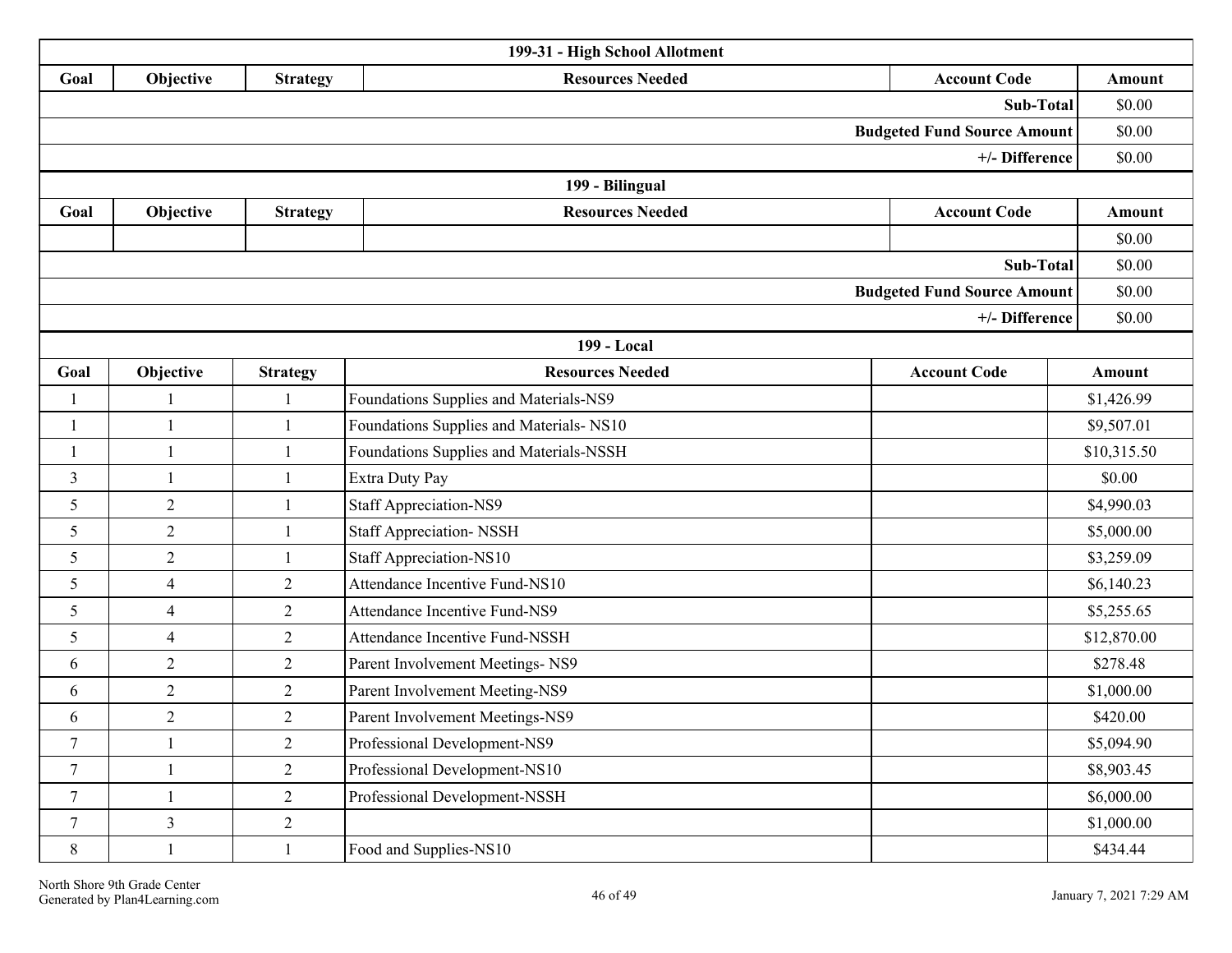| 199-31 - High School Allotment | | | | | |
|---|---|---|---|---|---|
| Goal | Objective | Strategy | Resources Needed | Account Code | Amount |
| | | | | Sub-Total | $0.00 |
| | | | | Budgeted Fund Source Amount | $0.00 |
| | | | | +/- Difference | $0.00 |

| 199 - Bilingual | | | | | |
|---|---|---|---|---|---|
| Goal | Objective | Strategy | Resources Needed | Account Code | Amount |
| | | | | | $0.00 |
| | | | | Sub-Total | $0.00 |
| | | | | Budgeted Fund Source Amount | $0.00 |
| | | | | +/- Difference | $0.00 |

| 199 - Local | | | | | |
|---|---|---|---|---|---|
| Goal | Objective | Strategy | Resources Needed | Account Code | Amount |
| 1 | 1 | 1 | Foundations Supplies and Materials-NS9 | | $1,426.99 |
| 1 | 1 | 1 | Foundations Supplies and Materials- NS10 | | $9,507.01 |
| 1 | 1 | 1 | Foundations Supplies and Materials-NSSH | | $10,315.50 |
| 3 | 1 | 1 | Extra Duty Pay | | $0.00 |
| 5 | 2 | 1 | Staff Appreciation-NS9 | | $4,990.03 |
| 5 | 2 | 1 | Staff Appreciation- NSSH | | $5,000.00 |
| 5 | 2 | 1 | Staff Appreciation-NS10 | | $3,259.09 |
| 5 | 4 | 2 | Attendance Incentive Fund-NS10 | | $6,140.23 |
| 5 | 4 | 2 | Attendance Incentive Fund-NS9 | | $5,255.65 |
| 5 | 4 | 2 | Attendance Incentive Fund-NSSH | | $12,870.00 |
| 6 | 2 | 2 | Parent Involvement Meetings- NS9 | | $278.48 |
| 6 | 2 | 2 | Parent Involvement Meeting-NS9 | | $1,000.00 |
| 6 | 2 | 2 | Parent Involvement Meetings-NS9 | | $420.00 |
| 7 | 1 | 2 | Professional Development-NS9 | | $5,094.90 |
| 7 | 1 | 2 | Professional Development-NS10 | | $8,903.45 |
| 7 | 1 | 2 | Professional Development-NSSH | | $6,000.00 |
| 7 | 3 | 2 | | | $1,000.00 |
| 8 | 1 | 1 | Food and Supplies-NS10 | | $434.44 |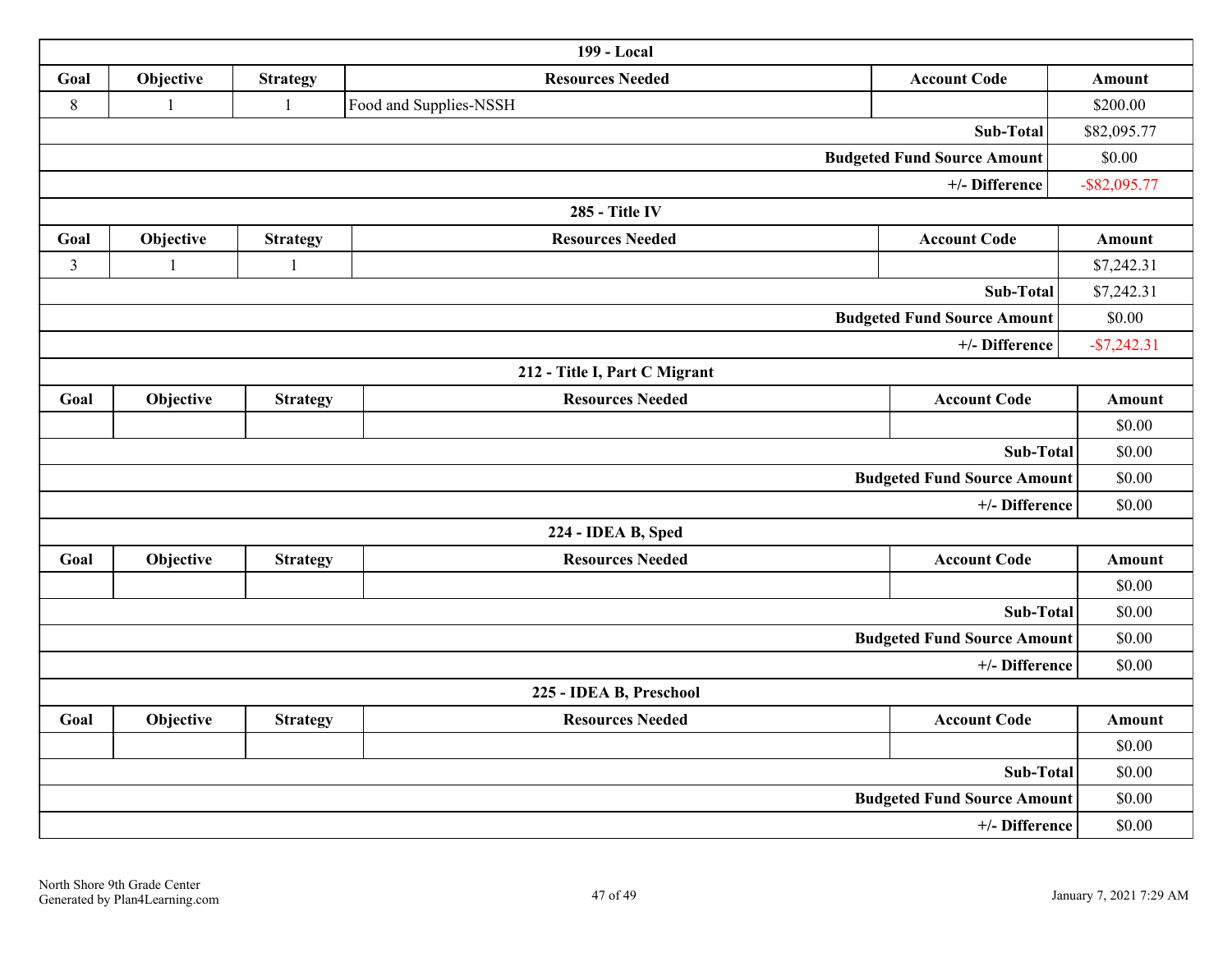| 199 - Local | | | | | |
|---|---|---|---|---|---|
| Goal | Objective | Strategy | Resources Needed | Account Code | Amount |
| 8 | 1 | 1 | Food and Supplies-NSSH | | $200.00 |
| | | | | Sub-Total | $82,095.77 |
| | | | | Budgeted Fund Source Amount | $0.00 |
| | | | | +/- Difference | -$82,095.77 |

| 285 - Title IV | | | | | |
|---|---|---|---|---|---|
| Goal | Objective | Strategy | Resources Needed | Account Code | Amount |
| 3 | 1 | 1 | | | $7,242.31 |
| | | | | Sub-Total | $7,242.31 |
| | | | | Budgeted Fund Source Amount | $0.00 |
| | | | | +/- Difference | -$7,242.31 |

| 212 - Title I, Part C Migrant | | | | | |
|---|---|---|---|---|---|
| Goal | Objective | Strategy | Resources Needed | Account Code | Amount |
| | | | | | $0.00 |
| | | | | Sub-Total | $0.00 |
| | | | | Budgeted Fund Source Amount | $0.00 |
| | | | | +/- Difference | $0.00 |

| 224 - IDEA B, Sped | | | | | |
|---|---|---|---|---|---|
| Goal | Objective | Strategy | Resources Needed | Account Code | Amount |
| | | | | | $0.00 |
| | | | | Sub-Total | $0.00 |
| | | | | Budgeted Fund Source Amount | $0.00 |
| | | | | +/- Difference | $0.00 |

| 225 - IDEA B, Preschool | | | | | |
|---|---|---|---|---|---|
| Goal | Objective | Strategy | Resources Needed | Account Code | Amount |
| | | | | | $0.00 |
| | | | | Sub-Total | $0.00 |
| | | | | Budgeted Fund Source Amount | $0.00 |
| | | | | +/- Difference | $0.00 |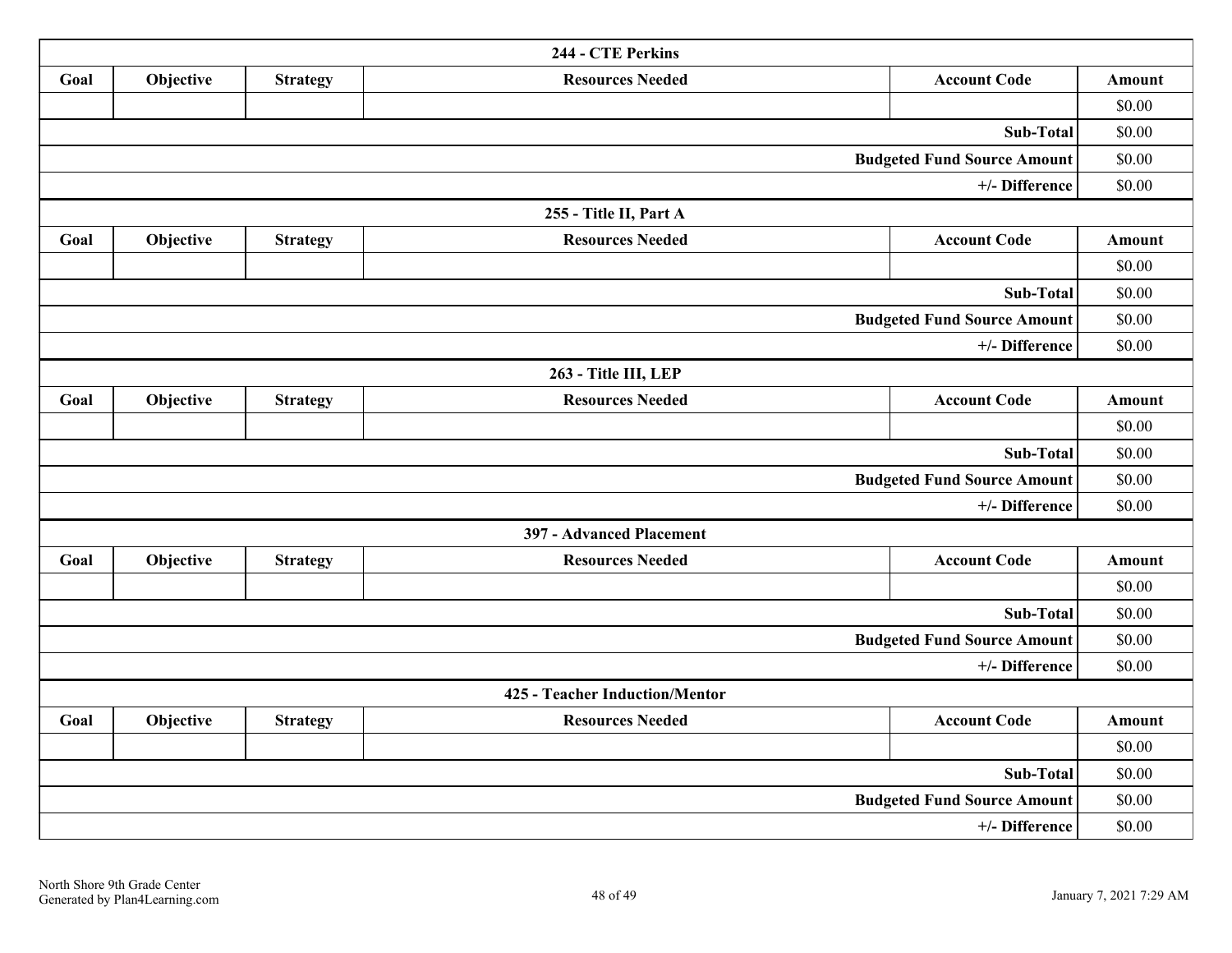| 244 - CTE Perkins | | | | | |
|---|---|---|---|---|---|
| Goal | Objective | Strategy | Resources Needed | Account Code | Amount |
| | | | | | $0.00 |
| | | | | Sub-Total | $0.00 |
| | | | | Budgeted Fund Source Amount | $0.00 |
| | | | | +/- Difference | $0.00 |

| 255 - Title II, Part A | | | | | |
|---|---|---|---|---|---|
| Goal | Objective | Strategy | Resources Needed | Account Code | Amount |
| | | | | | $0.00 |
| | | | | Sub-Total | $0.00 |
| | | | | Budgeted Fund Source Amount | $0.00 |
| | | | | +/- Difference | $0.00 |

| 263 - Title III, LEP | | | | | |
|---|---|---|---|---|---|
| Goal | Objective | Strategy | Resources Needed | Account Code | Amount |
| | | | | | $0.00 |
| | | | | Sub-Total | $0.00 |
| | | | | Budgeted Fund Source Amount | $0.00 |
| | | | | +/- Difference | $0.00 |

| 397 - Advanced Placement | | | | | |
|---|---|---|---|---|---|
| Goal | Objective | Strategy | Resources Needed | Account Code | Amount |
| | | | | | $0.00 |
| | | | | Sub-Total | $0.00 |
| | | | | Budgeted Fund Source Amount | $0.00 |
| | | | | +/- Difference | $0.00 |

| 425 - Teacher Induction/Mentor | | | | | |
|---|---|---|---|---|---|
| Goal | Objective | Strategy | Resources Needed | Account Code | Amount |
| | | | | | $0.00 |
| | | | | Sub-Total | $0.00 |
| | | | | Budgeted Fund Source Amount | $0.00 |
| | | | | +/- Difference | $0.00 |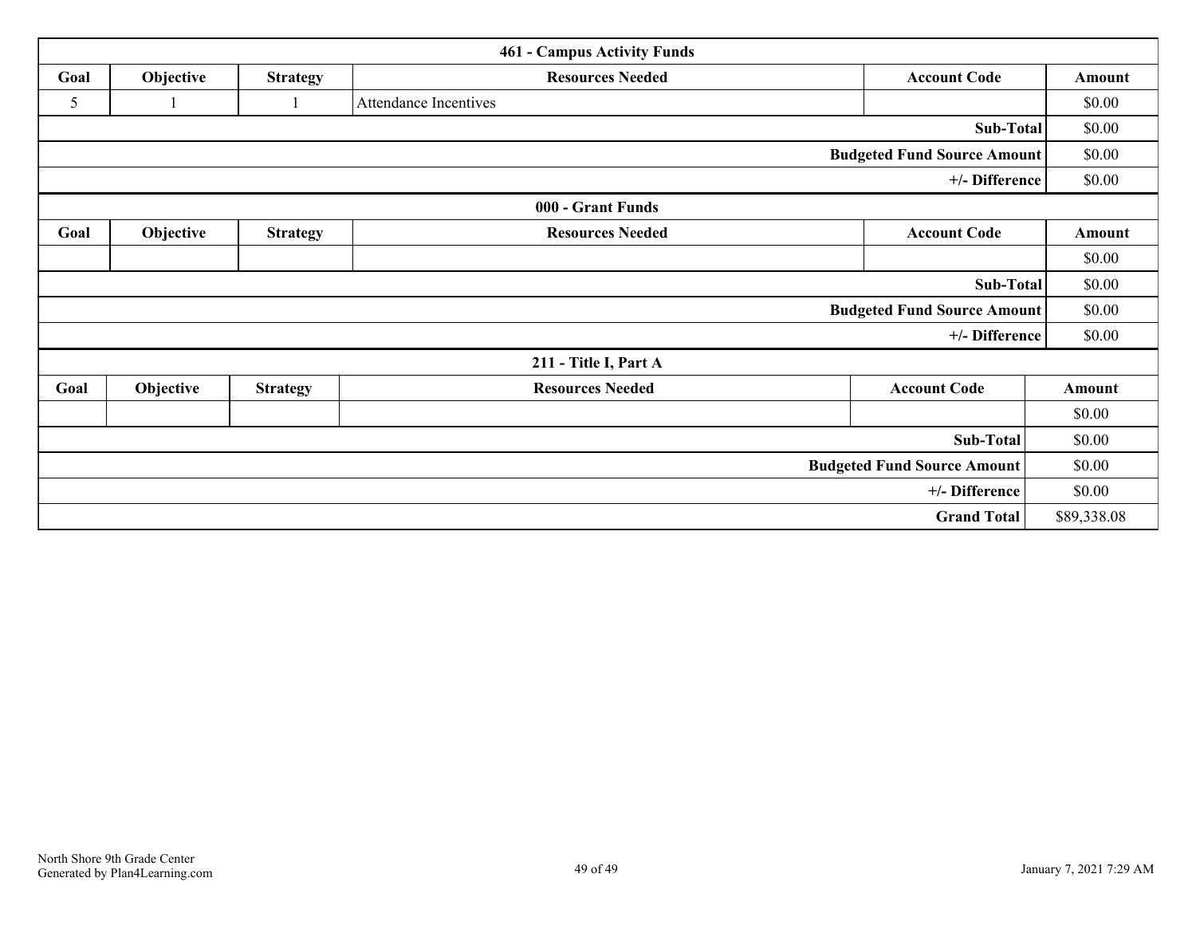| 461 - Campus Activity Funds | | | | | |
|---|---|---|---|---|---|
| **Goal** | **Objective** | **Strategy** | **Resources Needed** | **Account Code** | **Amount** |
| 5 | 1 | 1 | Attendance Incentives | | $0.00 |
| | | | | **Sub-Total** | $0.00 |
| | | | | **Budgeted Fund Source Amount** | $0.00 |
| | | | | **+/- Difference** | $0.00 |

| 000 - Grant Funds | | | | | |
|---|---|---|---|---|---|
| **Goal** | **Objective** | **Strategy** | **Resources Needed** | **Account Code** | **Amount** |
| | | | | | $0.00 |
| | | | | **Sub-Total** | $0.00 |
| | | | | **Budgeted Fund Source Amount** | $0.00 |
| | | | | **+/- Difference** | $0.00 |

| 211 - Title I, Part A | | | | | |
|---|---|---|---|---|---|
| **Goal** | **Objective** | **Strategy** | **Resources Needed** | **Account Code** | **Amount** |
| | | | | | $0.00 |
| | | | | **Sub-Total** | $0.00 |
| | | | | **Budgeted Fund Source Amount** | $0.00 |
| | | | | **+/- Difference** | $0.00 |
| | | | | **Grand Total** | $89,338.08 |